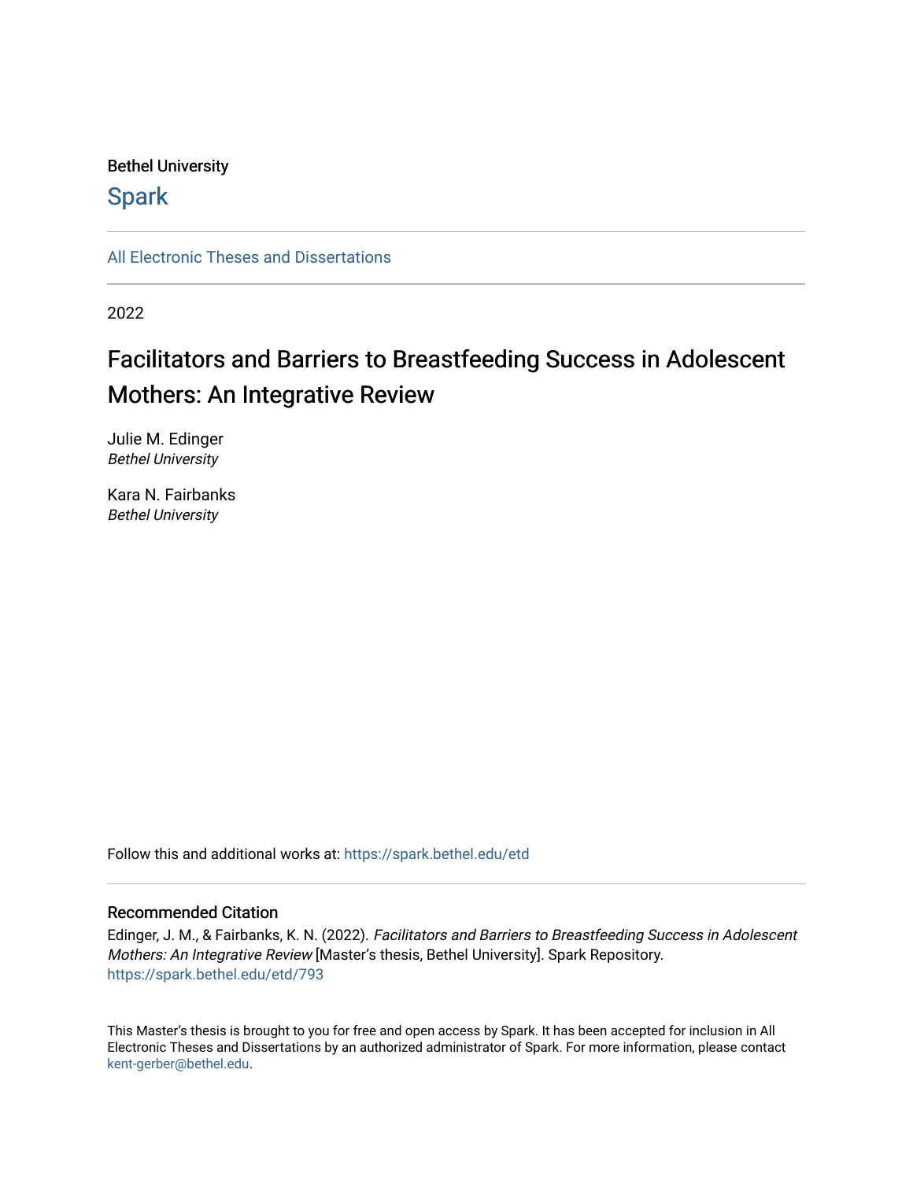Bethel University

Spark

All Electronic Theses and Dissertations

2022

# Facilitators and Barriers to Breastfeeding Success in Adolescent Mothers: An Integrative Review

Julie M. Edinger
*Bethel University*

Kara N. Fairbanks
*Bethel University*

Follow this and additional works at: https://spark.bethel.edu/etd

## Recommended Citation

Edinger, J. M., & Fairbanks, K. N. (2022). *Facilitators and Barriers to Breastfeeding Success in Adolescent Mothers: An Integrative Review* [Master's thesis, Bethel University]. Spark Repository. https://spark.bethel.edu/etd/793

This Master's thesis is brought to you for free and open access by Spark. It has been accepted for inclusion in All Electronic Theses and Dissertations by an authorized administrator of Spark. For more information, please contact kent-gerber@bethel.edu.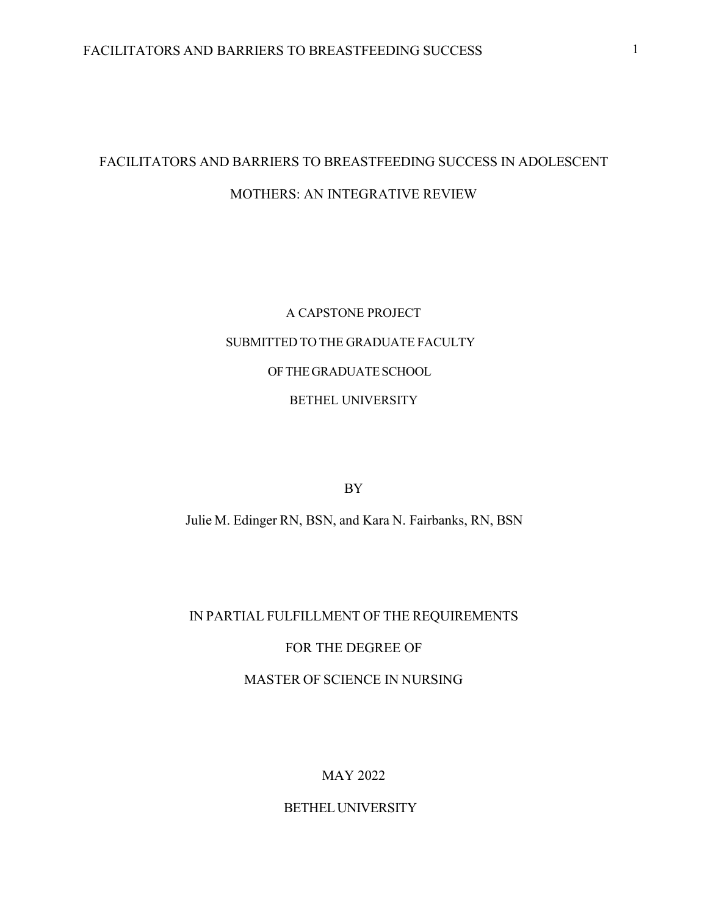# FACILITATORS AND BARRIERS TO BREASTFEEDING SUCCESS IN ADOLESCENT MOTHERS: AN INTEGRATIVE REVIEW

A CAPSTONE PROJECT

SUBMITTED TO THE GRADUATE FACULTY

OF THE GRADUATE SCHOOL

BETHEL UNIVERSITY

BY

Julie M. Edinger RN, BSN, and Kara N. Fairbanks, RN, BSN

IN PARTIAL FULFILLMENT OF THE REQUIREMENTS

FOR THE DEGREE OF

MASTER OF SCIENCE IN NURSING

MAY 2022

BETHEL UNIVERSITY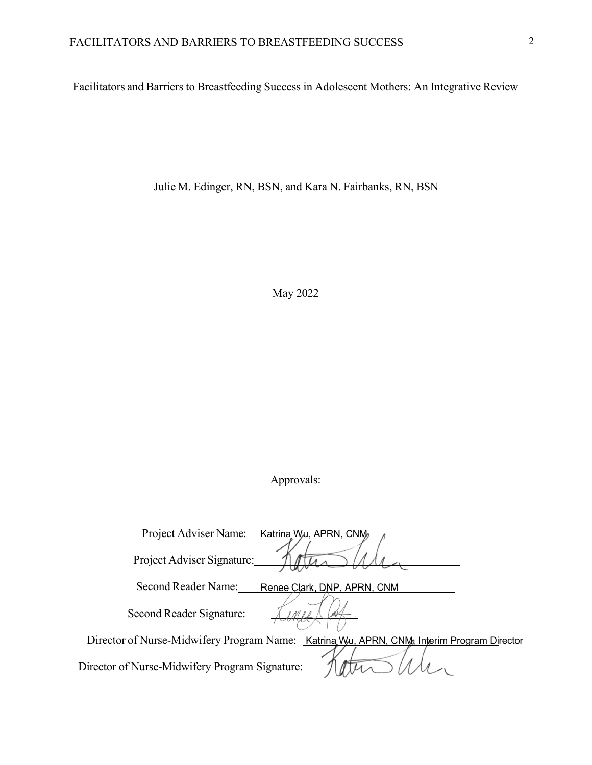Facilitators and Barriers to Breastfeeding Success in Adolescent Mothers: An Integrative Review

Julie M. Edinger, RN, BSN, and Kara N. Fairbanks, RN, BSN

May 2022

Approvals:

Project Adviser Name: Katrina Wu, APRN, CNM

Project Adviser Signature:

Second Reader Name: Renee Clark, DNP, APRN, CNM

Second Reader Signature:

Director of Nurse-Midwifery Program Name: Katrina Wu, APRN, CNM, Interim Program Director

Director of Nurse-Midwifery Program Signature: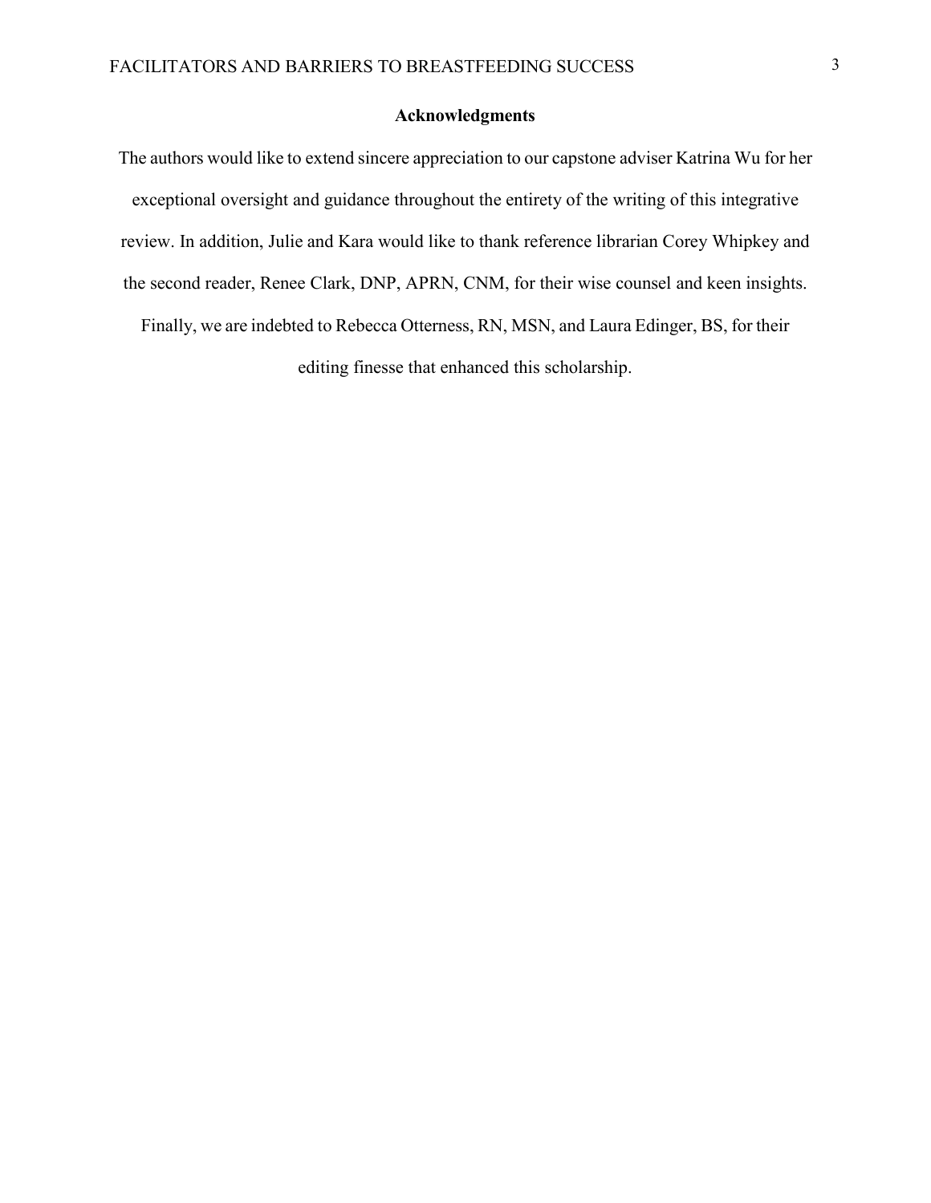## Acknowledgments

The authors would like to extend sincere appreciation to our capstone adviser Katrina Wu for her exceptional oversight and guidance throughout the entirety of the writing of this integrative review. In addition, Julie and Kara would like to thank reference librarian Corey Whipkey and the second reader, Renee Clark, DNP, APRN, CNM, for their wise counsel and keen insights. Finally, we are indebted to Rebecca Otterness, RN, MSN, and Laura Edinger, BS, for their editing finesse that enhanced this scholarship.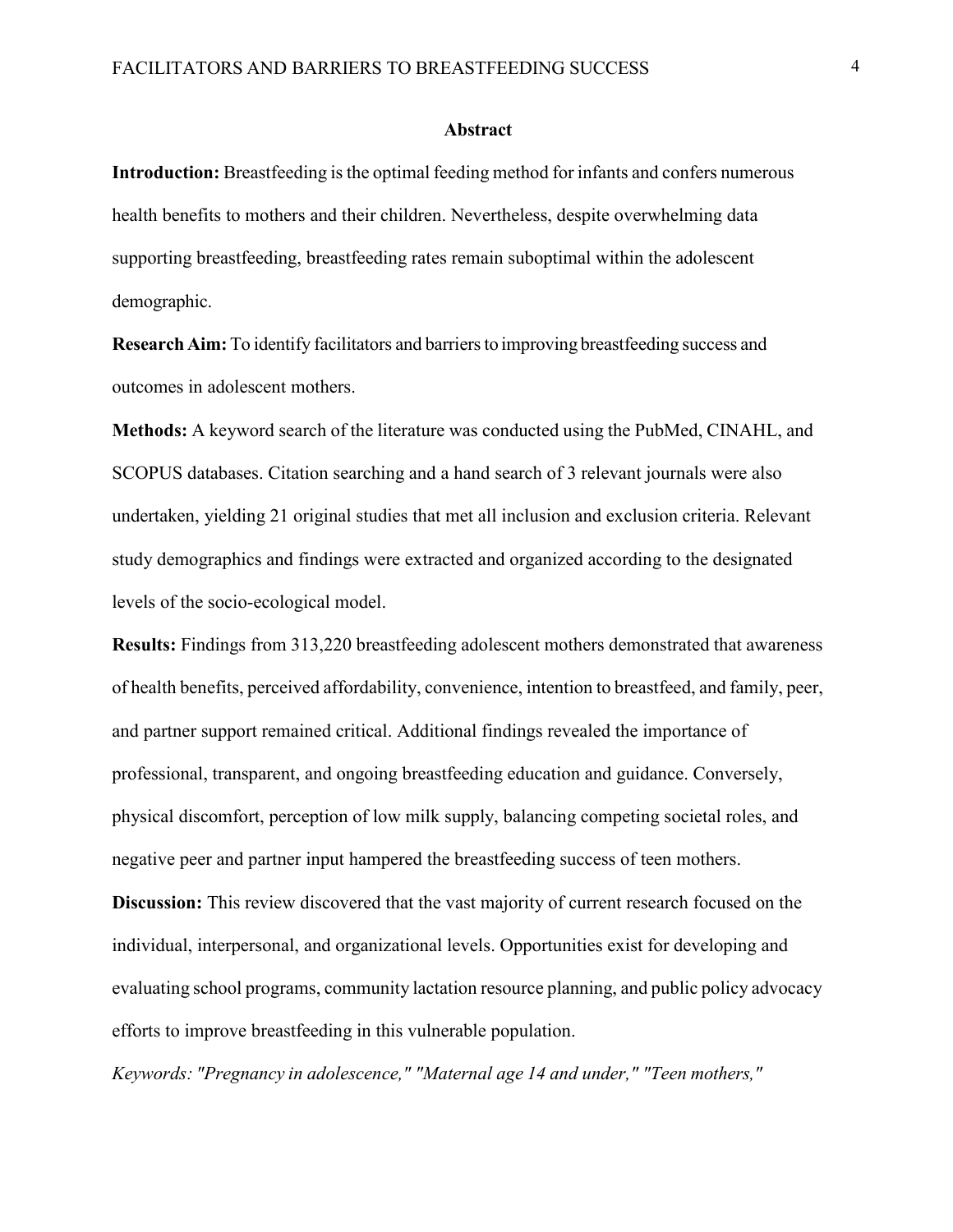## Abstract

**Introduction:** Breastfeeding is the optimal feeding method for infants and confers numerous health benefits to mothers and their children. Nevertheless, despite overwhelming data supporting breastfeeding, breastfeeding rates remain suboptimal within the adolescent demographic.

**Research Aim:** To identify facilitators and barriers to improving breastfeeding success and outcomes in adolescent mothers.

**Methods:** A keyword search of the literature was conducted using the PubMed, CINAHL, and SCOPUS databases. Citation searching and a hand search of 3 relevant journals were also undertaken, yielding 21 original studies that met all inclusion and exclusion criteria. Relevant study demographics and findings were extracted and organized according to the designated levels of the socio-ecological model.

**Results:** Findings from 313,220 breastfeeding adolescent mothers demonstrated that awareness of health benefits, perceived affordability, convenience, intention to breastfeed, and family, peer, and partner support remained critical. Additional findings revealed the importance of professional, transparent, and ongoing breastfeeding education and guidance. Conversely, physical discomfort, perception of low milk supply, balancing competing societal roles, and negative peer and partner input hampered the breastfeeding success of teen mothers.

**Discussion:** This review discovered that the vast majority of current research focused on the individual, interpersonal, and organizational levels. Opportunities exist for developing and evaluating school programs, community lactation resource planning, and public policy advocacy efforts to improve breastfeeding in this vulnerable population.

*Keywords: "Pregnancy in adolescence," "Maternal age 14 and under," "Teen mothers,"*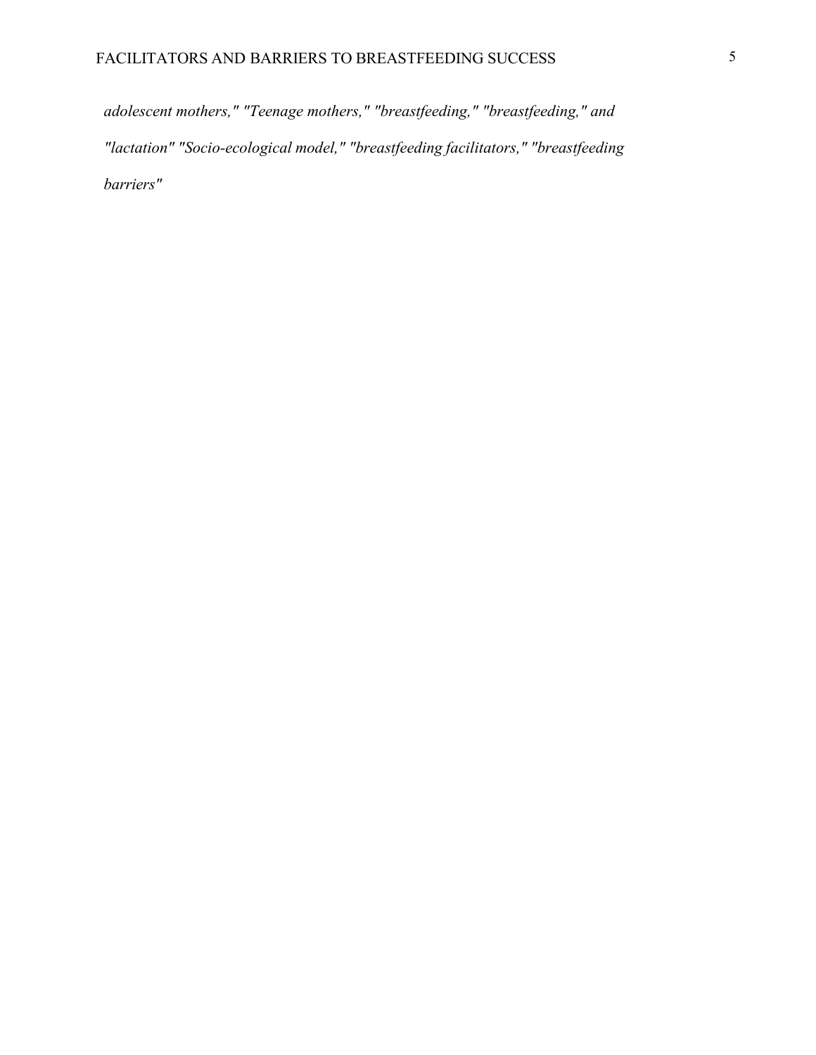*adolescent mothers," "Teenage mothers," "breastfeeding," "breastfeeding," and "lactation" "Socio-ecological model," "breastfeeding facilitators," "breastfeeding barriers"*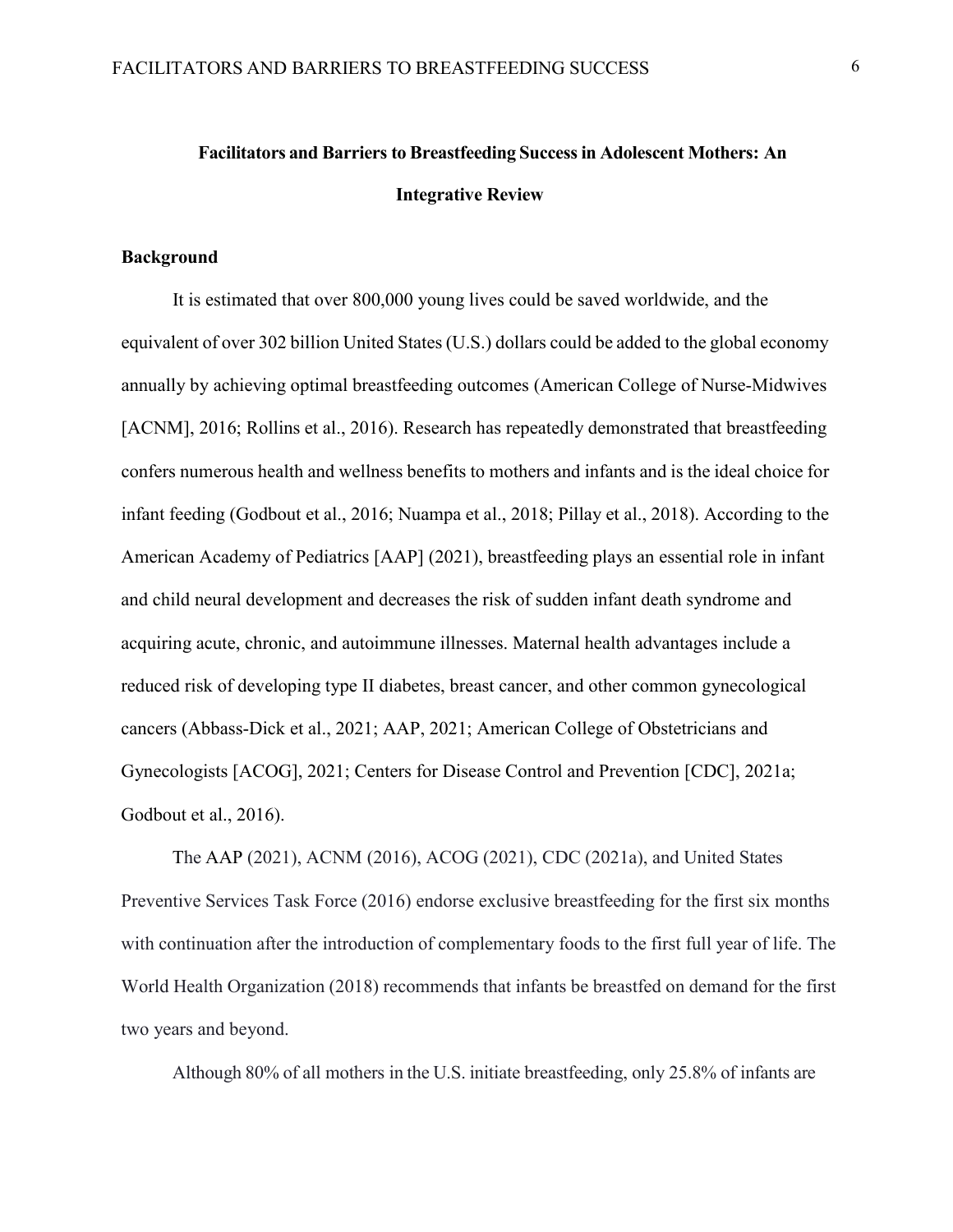# Facilitators and Barriers to Breastfeeding Success in Adolescent Mothers: An Integrative Review

## Background

It is estimated that over 800,000 young lives could be saved worldwide, and the equivalent of over 302 billion United States (U.S.) dollars could be added to the global economy annually by achieving optimal breastfeeding outcomes (American College of Nurse-Midwives [ACNM], 2016; Rollins et al., 2016). Research has repeatedly demonstrated that breastfeeding confers numerous health and wellness benefits to mothers and infants and is the ideal choice for infant feeding (Godbout et al., 2016; Nuampa et al., 2018; Pillay et al., 2018). According to the American Academy of Pediatrics [AAP] (2021), breastfeeding plays an essential role in infant and child neural development and decreases the risk of sudden infant death syndrome and acquiring acute, chronic, and autoimmune illnesses. Maternal health advantages include a reduced risk of developing type II diabetes, breast cancer, and other common gynecological cancers (Abbass-Dick et al., 2021; AAP, 2021; American College of Obstetricians and Gynecologists [ACOG], 2021; Centers for Disease Control and Prevention [CDC], 2021a; Godbout et al., 2016).

The AAP (2021), ACNM (2016), ACOG (2021), CDC (2021a), and United States Preventive Services Task Force (2016) endorse exclusive breastfeeding for the first six months with continuation after the introduction of complementary foods to the first full year of life. The World Health Organization (2018) recommends that infants be breastfed on demand for the first two years and beyond.

Although 80% of all mothers in the U.S. initiate breastfeeding, only 25.8% of infants are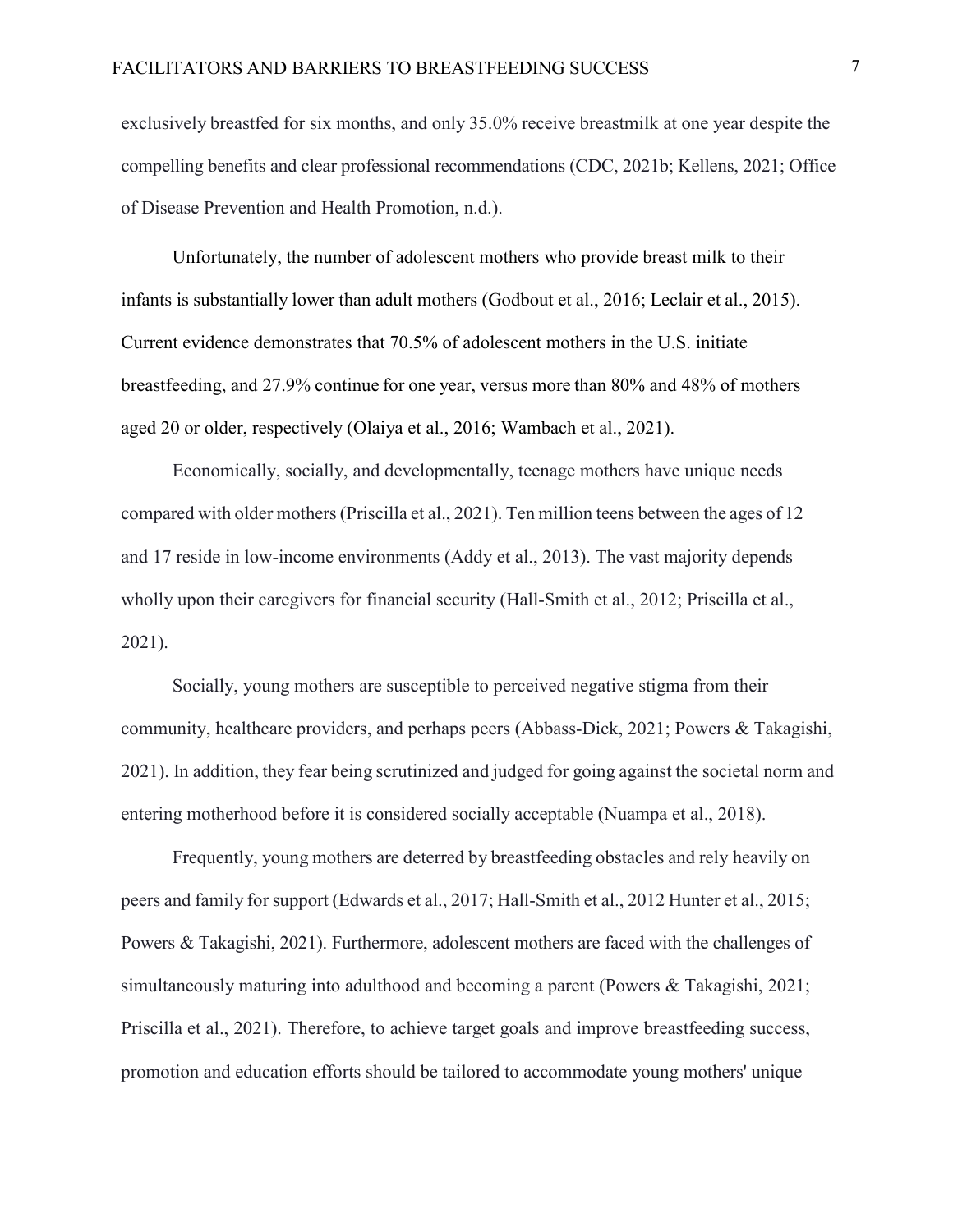exclusively breastfed for six months, and only 35.0% receive breastmilk at one year despite the compelling benefits and clear professional recommendations (CDC, 2021b; Kellens, 2021; Office of Disease Prevention and Health Promotion, n.d.).

Unfortunately, the number of adolescent mothers who provide breast milk to their infants is substantially lower than adult mothers (Godbout et al., 2016; Leclair et al., 2015). Current evidence demonstrates that 70.5% of adolescent mothers in the U.S. initiate breastfeeding, and 27.9% continue for one year, versus more than 80% and 48% of mothers aged 20 or older, respectively (Olaiya et al., 2016; Wambach et al., 2021).

Economically, socially, and developmentally, teenage mothers have unique needs compared with older mothers (Priscilla et al., 2021). Ten million teens between the ages of 12 and 17 reside in low-income environments (Addy et al., 2013). The vast majority depends wholly upon their caregivers for financial security (Hall-Smith et al., 2012; Priscilla et al., 2021).

Socially, young mothers are susceptible to perceived negative stigma from their community, healthcare providers, and perhaps peers (Abbass-Dick, 2021; Powers & Takagishi, 2021). In addition, they fear being scrutinized and judged for going against the societal norm and entering motherhood before it is considered socially acceptable (Nuampa et al., 2018).

Frequently, young mothers are deterred by breastfeeding obstacles and rely heavily on peers and family for support (Edwards et al., 2017; Hall-Smith et al., 2012 Hunter et al., 2015; Powers & Takagishi, 2021). Furthermore, adolescent mothers are faced with the challenges of simultaneously maturing into adulthood and becoming a parent (Powers & Takagishi, 2021; Priscilla et al., 2021). Therefore, to achieve target goals and improve breastfeeding success, promotion and education efforts should be tailored to accommodate young mothers' unique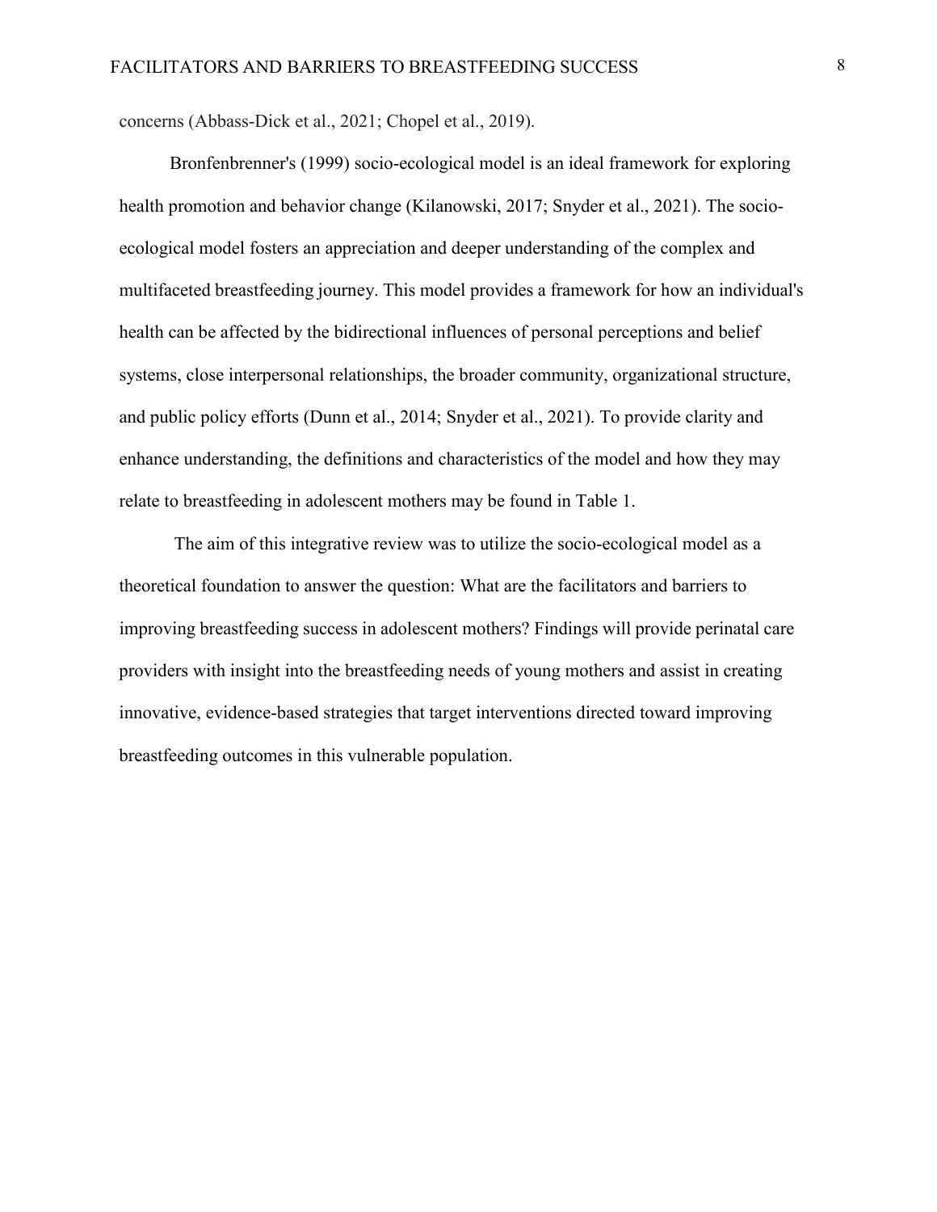concerns (Abbass-Dick et al., 2021; Chopel et al., 2019).

Bronfenbrenner's (1999) socio-ecological model is an ideal framework for exploring health promotion and behavior change (Kilanowski, 2017; Snyder et al., 2021). The socio-ecological model fosters an appreciation and deeper understanding of the complex and multifaceted breastfeeding journey. This model provides a framework for how an individual's health can be affected by the bidirectional influences of personal perceptions and belief systems, close interpersonal relationships, the broader community, organizational structure, and public policy efforts (Dunn et al., 2014; Snyder et al., 2021). To provide clarity and enhance understanding, the definitions and characteristics of the model and how they may relate to breastfeeding in adolescent mothers may be found in Table 1.

The aim of this integrative review was to utilize the socio-ecological model as a theoretical foundation to answer the question: What are the facilitators and barriers to improving breastfeeding success in adolescent mothers? Findings will provide perinatal care providers with insight into the breastfeeding needs of young mothers and assist in creating innovative, evidence-based strategies that target interventions directed toward improving breastfeeding outcomes in this vulnerable population.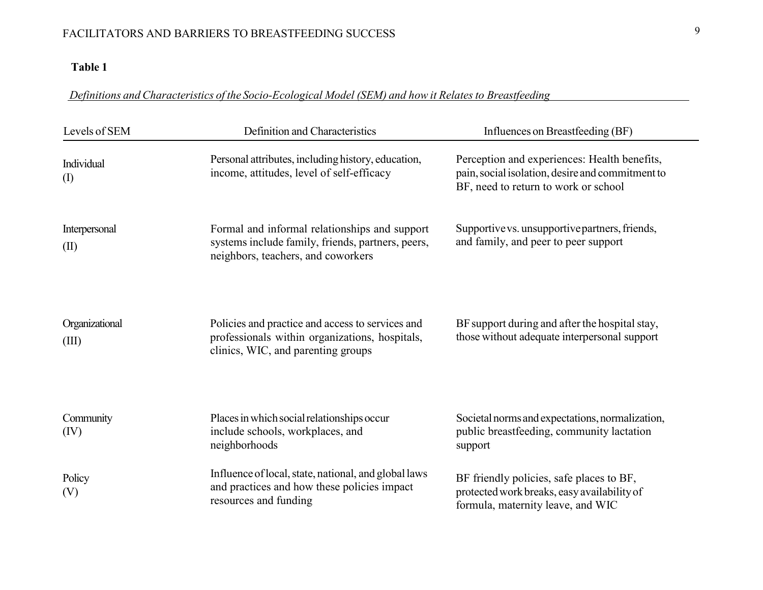**Table 1**

*Definitions and Characteristics of the Socio-Ecological Model (SEM) and how it Relates to Breastfeeding*

| Levels of SEM | Definition and Characteristics | Influences on Breastfeeding (BF) |
|---|---|---|
| Individual (I) | Personal attributes, including history, education, income, attitudes, level of self-efficacy | Perception and experiences: Health benefits, pain, social isolation, desire and commitment to BF, need to return to work or school |
| Interpersonal (II) | Formal and informal relationships and support systems include family, friends, partners, peers, neighbors, teachers, and coworkers | Supportive vs. unsupportive partners, friends, and family, and peer to peer support |
| Organizational (III) | Policies and practice and access to services and professionals within organizations, hospitals, clinics, WIC, and parenting groups | BF support during and after the hospital stay, those without adequate interpersonal support |
| Community (IV) | Places in which social relationships occur include schools, workplaces, and neighborhoods | Societal norms and expectations, normalization, public breastfeeding, community lactation support |
| Policy (V) | Influence of local, state, national, and global laws and practices and how these policies impact resources and funding | BF friendly policies, safe places to BF, protected work breaks, easy availability of formula, maternity leave, and WIC |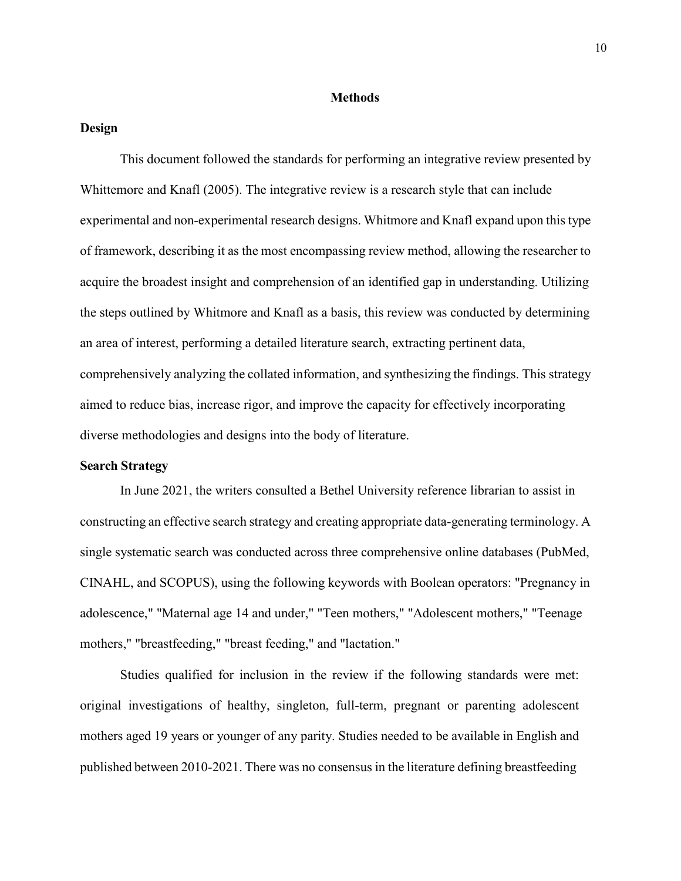# Methods

## Design

This document followed the standards for performing an integrative review presented by Whittemore and Knafl (2005). The integrative review is a research style that can include experimental and non-experimental research designs. Whitmore and Knafl expand upon this type of framework, describing it as the most encompassing review method, allowing the researcher to acquire the broadest insight and comprehension of an identified gap in understanding. Utilizing the steps outlined by Whitmore and Knafl as a basis, this review was conducted by determining an area of interest, performing a detailed literature search, extracting pertinent data, comprehensively analyzing the collated information, and synthesizing the findings. This strategy aimed to reduce bias, increase rigor, and improve the capacity for effectively incorporating diverse methodologies and designs into the body of literature.

## Search Strategy

In June 2021, the writers consulted a Bethel University reference librarian to assist in constructing an effective search strategy and creating appropriate data-generating terminology. A single systematic search was conducted across three comprehensive online databases (PubMed, CINAHL, and SCOPUS), using the following keywords with Boolean operators: "Pregnancy in adolescence," "Maternal age 14 and under," "Teen mothers," "Adolescent mothers," "Teenage mothers," "breastfeeding," "breast feeding," and "lactation."

Studies qualified for inclusion in the review if the following standards were met: original investigations of healthy, singleton, full-term, pregnant or parenting adolescent mothers aged 19 years or younger of any parity. Studies needed to be available in English and published between 2010-2021. There was no consensus in the literature defining breastfeeding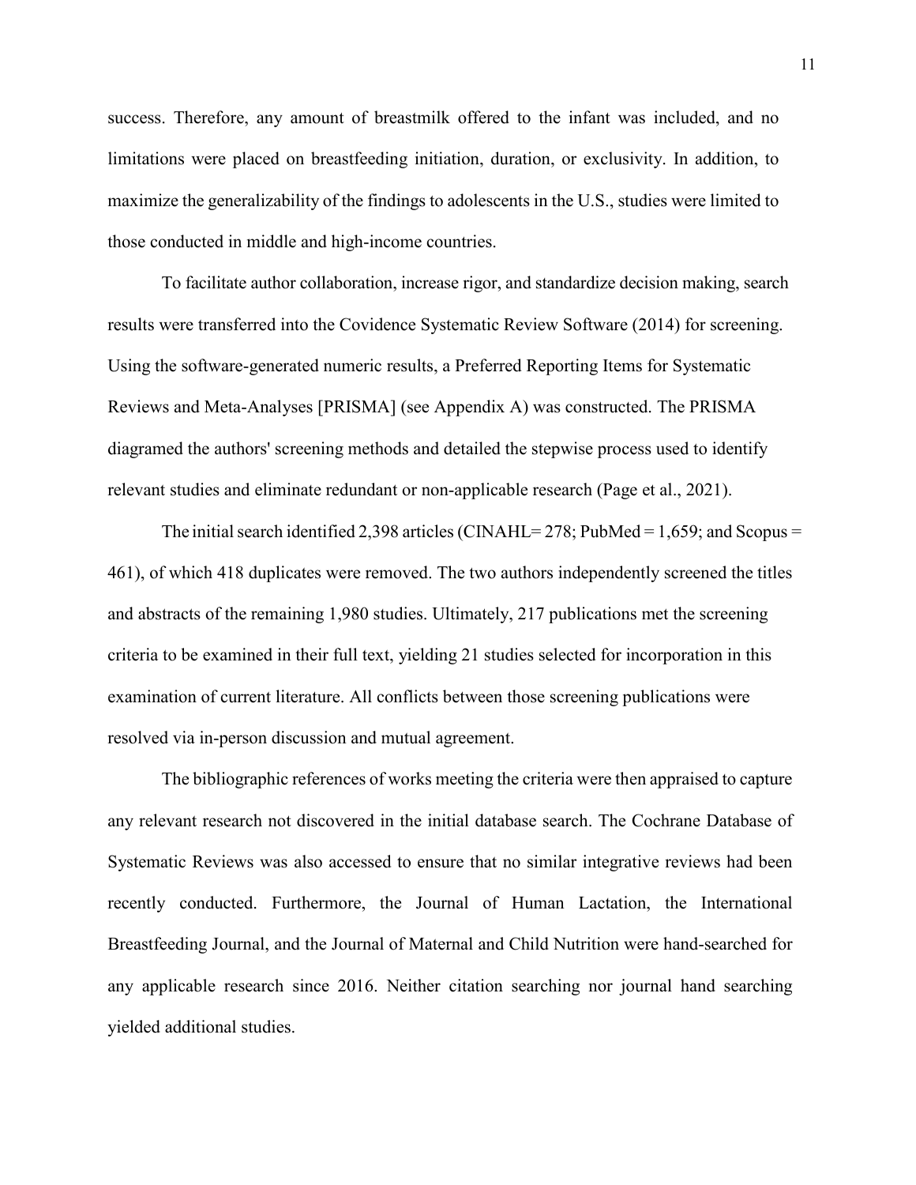success. Therefore, any amount of breastmilk offered to the infant was included, and no limitations were placed on breastfeeding initiation, duration, or exclusivity. In addition, to maximize the generalizability of the findings to adolescents in the U.S., studies were limited to those conducted in middle and high-income countries.

To facilitate author collaboration, increase rigor, and standardize decision making, search results were transferred into the Covidence Systematic Review Software (2014) for screening. Using the software-generated numeric results, a Preferred Reporting Items for Systematic Reviews and Meta-Analyses [PRISMA] (see Appendix A) was constructed. The PRISMA diagramed the authors' screening methods and detailed the stepwise process used to identify relevant studies and eliminate redundant or non-applicable research (Page et al., 2021).

The initial search identified 2,398 articles (CINAHL= 278; PubMed = 1,659; and Scopus = 461), of which 418 duplicates were removed. The two authors independently screened the titles and abstracts of the remaining 1,980 studies. Ultimately, 217 publications met the screening criteria to be examined in their full text, yielding 21 studies selected for incorporation in this examination of current literature. All conflicts between those screening publications were resolved via in-person discussion and mutual agreement.

The bibliographic references of works meeting the criteria were then appraised to capture any relevant research not discovered in the initial database search. The Cochrane Database of Systematic Reviews was also accessed to ensure that no similar integrative reviews had been recently conducted. Furthermore, the Journal of Human Lactation, the International Breastfeeding Journal, and the Journal of Maternal and Child Nutrition were hand-searched for any applicable research since 2016. Neither citation searching nor journal hand searching yielded additional studies.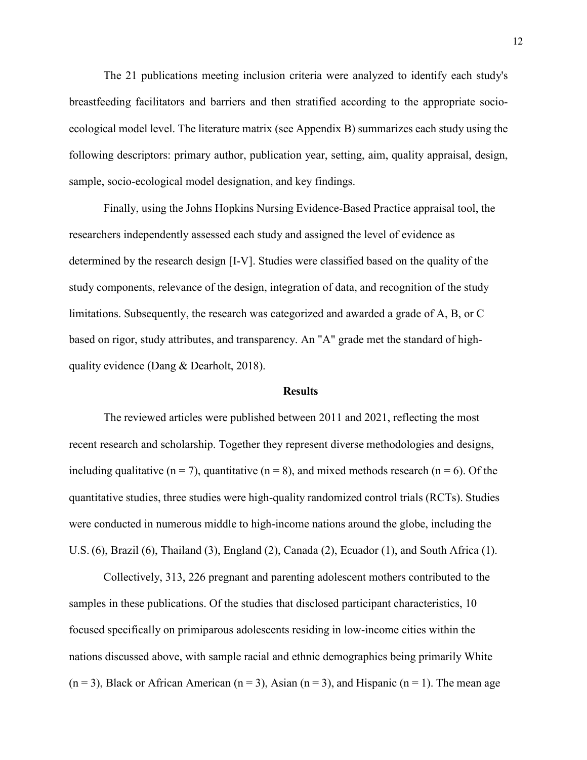The 21 publications meeting inclusion criteria were analyzed to identify each study's breastfeeding facilitators and barriers and then stratified according to the appropriate socio-ecological model level. The literature matrix (see Appendix B) summarizes each study using the following descriptors: primary author, publication year, setting, aim, quality appraisal, design, sample, socio-ecological model designation, and key findings.

Finally, using the Johns Hopkins Nursing Evidence-Based Practice appraisal tool, the researchers independently assessed each study and assigned the level of evidence as determined by the research design [I-V]. Studies were classified based on the quality of the study components, relevance of the design, integration of data, and recognition of the study limitations. Subsequently, the research was categorized and awarded a grade of A, B, or C based on rigor, study attributes, and transparency. An "A" grade met the standard of high-quality evidence (Dang & Dearholt, 2018).

## Results

The reviewed articles were published between 2011 and 2021, reflecting the most recent research and scholarship. Together they represent diverse methodologies and designs, including qualitative ($n = 7$), quantitative ($n = 8$), and mixed methods research ($n = 6$). Of the quantitative studies, three studies were high-quality randomized control trials (RCTs). Studies were conducted in numerous middle to high-income nations around the globe, including the U.S. (6), Brazil (6), Thailand (3), England (2), Canada (2), Ecuador (1), and South Africa (1).

Collectively, 313, 226 pregnant and parenting adolescent mothers contributed to the samples in these publications. Of the studies that disclosed participant characteristics, 10 focused specifically on primiparous adolescents residing in low-income cities within the nations discussed above, with sample racial and ethnic demographics being primarily White ($n = 3$), Black or African American ($n = 3$), Asian ($n = 3$), and Hispanic ($n = 1$). The mean age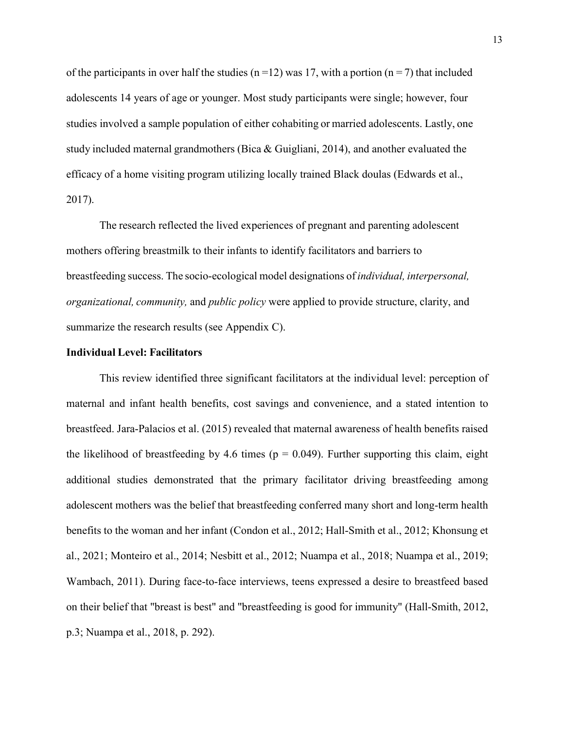of the participants in over half the studies ($n = 12$) was 17, with a portion ($n = 7$) that included adolescents 14 years of age or younger. Most study participants were single; however, four studies involved a sample population of either cohabiting or married adolescents. Lastly, one study included maternal grandmothers (Bica & Guigliani, 2014), and another evaluated the efficacy of a home visiting program utilizing locally trained Black doulas (Edwards et al., 2017).

The research reflected the lived experiences of pregnant and parenting adolescent mothers offering breastmilk to their infants to identify facilitators and barriers to breastfeeding success. The socio-ecological model designations of *individual, interpersonal, organizational, community,* and *public policy* were applied to provide structure, clarity, and summarize the research results (see Appendix C).

**Individual Level: Facilitators**

This review identified three significant facilitators at the individual level: perception of maternal and infant health benefits, cost savings and convenience, and a stated intention to breastfeed. Jara-Palacios et al. (2015) revealed that maternal awareness of health benefits raised the likelihood of breastfeeding by 4.6 times ($p = 0.049$). Further supporting this claim, eight additional studies demonstrated that the primary facilitator driving breastfeeding among adolescent mothers was the belief that breastfeeding conferred many short and long-term health benefits to the woman and her infant (Condon et al., 2012; Hall-Smith et al., 2012; Khonsung et al., 2021; Monteiro et al., 2014; Nesbitt et al., 2012; Nuampa et al., 2018; Nuampa et al., 2019; Wambach, 2011). During face-to-face interviews, teens expressed a desire to breastfeed based on their belief that "breast is best" and "breastfeeding is good for immunity" (Hall-Smith, 2012, p.3; Nuampa et al., 2018, p. 292).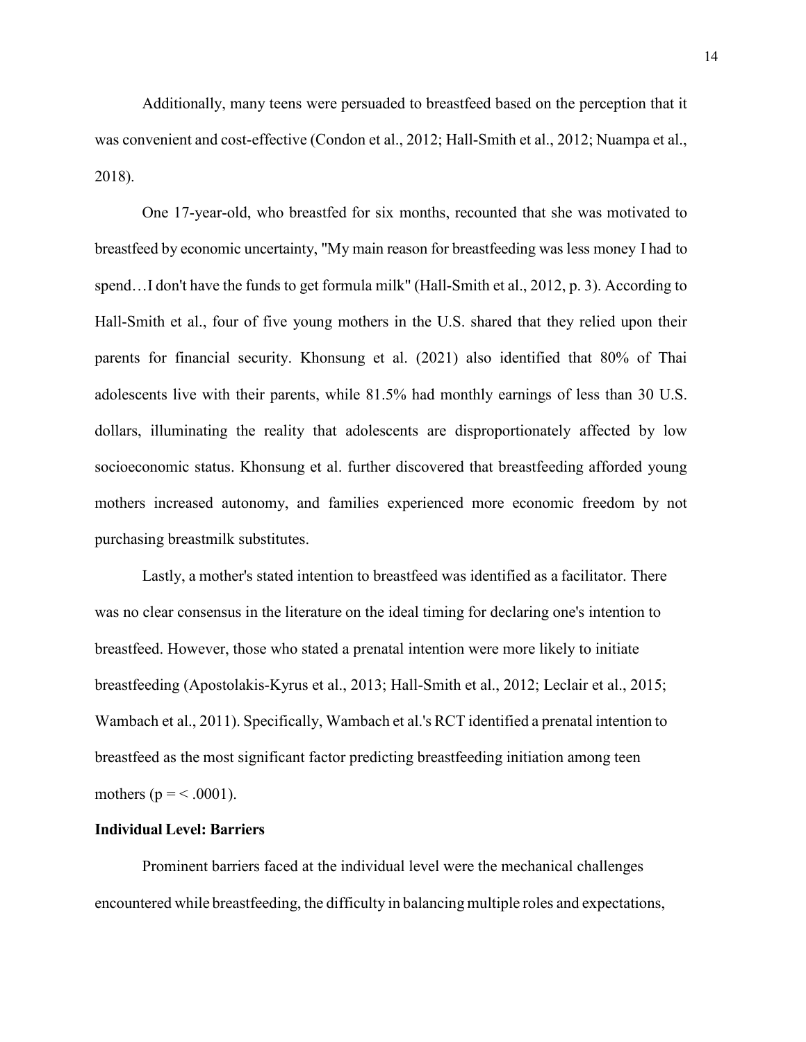Additionally, many teens were persuaded to breastfeed based on the perception that it was convenient and cost-effective (Condon et al., 2012; Hall-Smith et al., 2012; Nuampa et al., 2018).

One 17-year-old, who breastfed for six months, recounted that she was motivated to breastfeed by economic uncertainty, "My main reason for breastfeeding was less money I had to spend…I don't have the funds to get formula milk" (Hall-Smith et al., 2012, p. 3). According to Hall-Smith et al., four of five young mothers in the U.S. shared that they relied upon their parents for financial security. Khonsung et al. (2021) also identified that 80% of Thai adolescents live with their parents, while 81.5% had monthly earnings of less than 30 U.S. dollars, illuminating the reality that adolescents are disproportionately affected by low socioeconomic status. Khonsung et al. further discovered that breastfeeding afforded young mothers increased autonomy, and families experienced more economic freedom by not purchasing breastmilk substitutes.

Lastly, a mother's stated intention to breastfeed was identified as a facilitator. There was no clear consensus in the literature on the ideal timing for declaring one's intention to breastfeed. However, those who stated a prenatal intention were more likely to initiate breastfeeding (Apostolakis-Kyrus et al., 2013; Hall-Smith et al., 2012; Leclair et al., 2015; Wambach et al., 2011). Specifically, Wambach et al.'s RCT identified a prenatal intention to breastfeed as the most significant factor predicting breastfeeding initiation among teen mothers ($p = < .0001$).

**Individual Level: Barriers**

Prominent barriers faced at the individual level were the mechanical challenges encountered while breastfeeding, the difficulty in balancing multiple roles and expectations,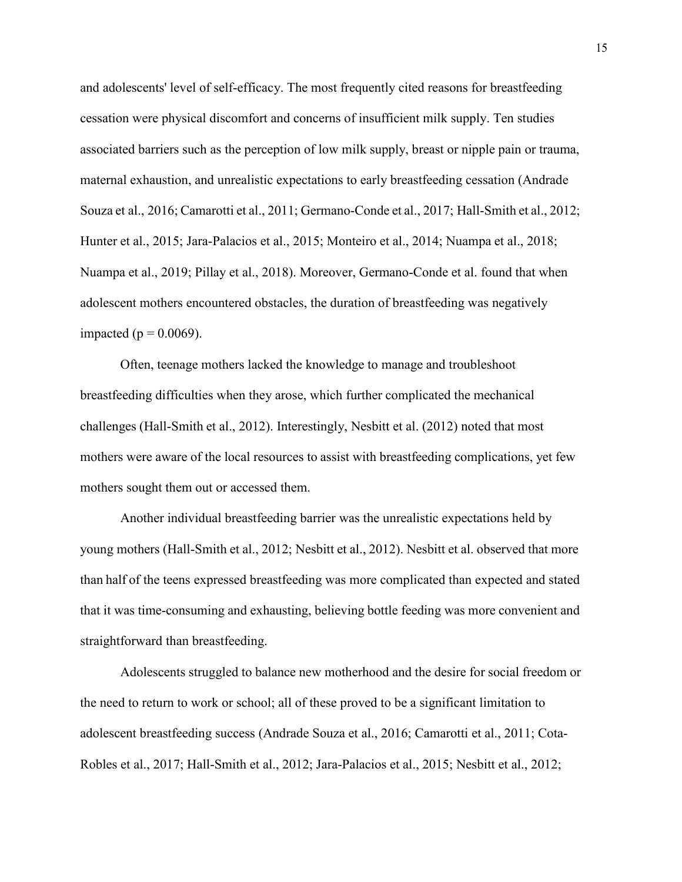and adolescents' level of self-efficacy. The most frequently cited reasons for breastfeeding cessation were physical discomfort and concerns of insufficient milk supply. Ten studies associated barriers such as the perception of low milk supply, breast or nipple pain or trauma, maternal exhaustion, and unrealistic expectations to early breastfeeding cessation (Andrade Souza et al., 2016; Camarotti et al., 2011; Germano-Conde et al., 2017; Hall-Smith et al., 2012; Hunter et al., 2015; Jara-Palacios et al., 2015; Monteiro et al., 2014; Nuampa et al., 2018; Nuampa et al., 2019; Pillay et al., 2018). Moreover, Germano-Conde et al. found that when adolescent mothers encountered obstacles, the duration of breastfeeding was negatively impacted ($p = 0.0069$).

Often, teenage mothers lacked the knowledge to manage and troubleshoot breastfeeding difficulties when they arose, which further complicated the mechanical challenges (Hall-Smith et al., 2012). Interestingly, Nesbitt et al. (2012) noted that most mothers were aware of the local resources to assist with breastfeeding complications, yet few mothers sought them out or accessed them.

Another individual breastfeeding barrier was the unrealistic expectations held by young mothers (Hall-Smith et al., 2012; Nesbitt et al., 2012). Nesbitt et al. observed that more than half of the teens expressed breastfeeding was more complicated than expected and stated that it was time-consuming and exhausting, believing bottle feeding was more convenient and straightforward than breastfeeding.

Adolescents struggled to balance new motherhood and the desire for social freedom or the need to return to work or school; all of these proved to be a significant limitation to adolescent breastfeeding success (Andrade Souza et al., 2016; Camarotti et al., 2011; Cota-Robles et al., 2017; Hall-Smith et al., 2012; Jara-Palacios et al., 2015; Nesbitt et al., 2012;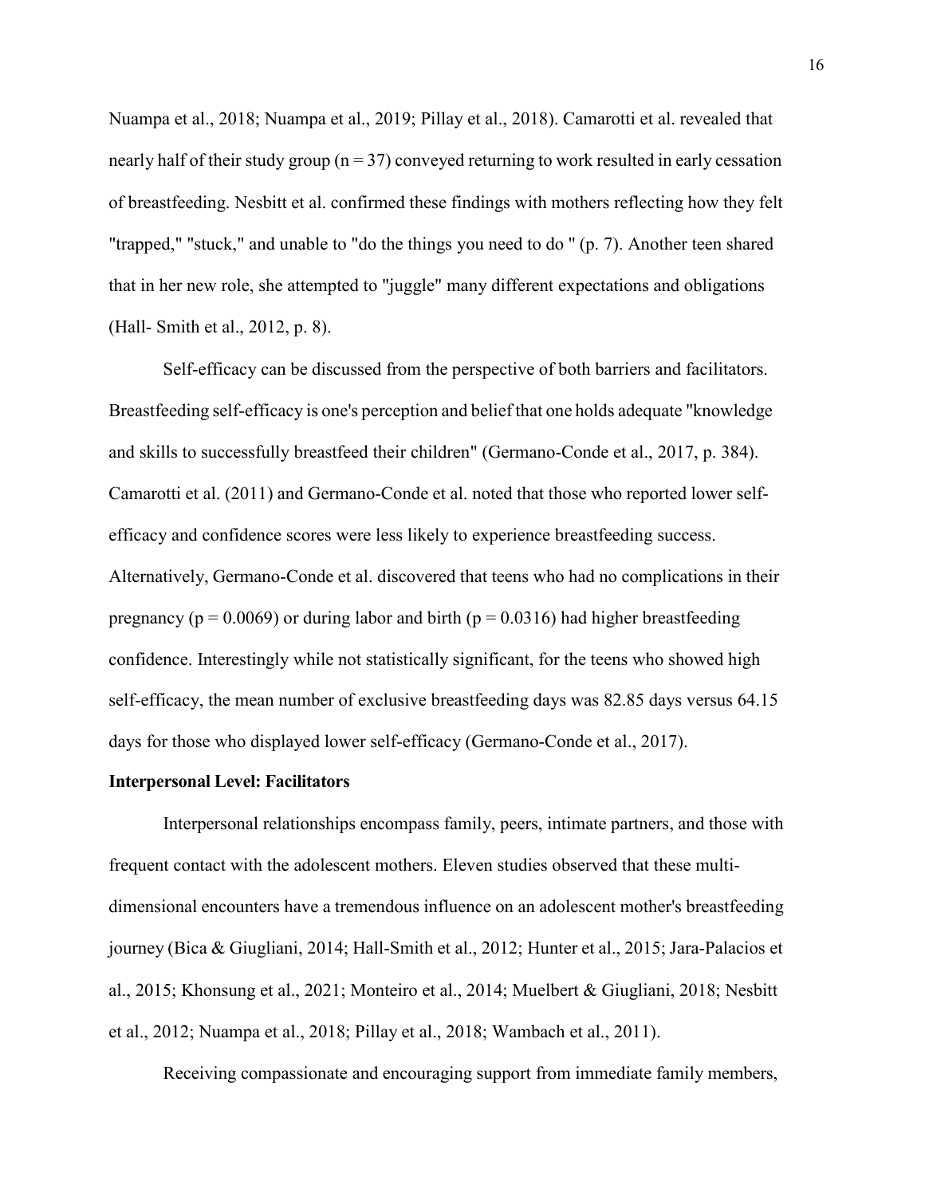Nuampa et al., 2018; Nuampa et al., 2019; Pillay et al., 2018). Camarotti et al. revealed that nearly half of their study group ($n = 37$) conveyed returning to work resulted in early cessation of breastfeeding. Nesbitt et al. confirmed these findings with mothers reflecting how they felt "trapped," "stuck," and unable to "do the things you need to do " (p. 7). Another teen shared that in her new role, she attempted to "juggle" many different expectations and obligations (Hall- Smith et al., 2012, p. 8).

Self-efficacy can be discussed from the perspective of both barriers and facilitators. Breastfeeding self-efficacy is one's perception and belief that one holds adequate "knowledge and skills to successfully breastfeed their children" (Germano-Conde et al., 2017, p. 384). Camarotti et al. (2011) and Germano-Conde et al. noted that those who reported lower self-efficacy and confidence scores were less likely to experience breastfeeding success. Alternatively, Germano-Conde et al. discovered that teens who had no complications in their pregnancy ($p = 0.0069$) or during labor and birth ($p = 0.0316$) had higher breastfeeding confidence. Interestingly while not statistically significant, for the teens who showed high self-efficacy, the mean number of exclusive breastfeeding days was 82.85 days versus 64.15 days for those who displayed lower self-efficacy (Germano-Conde et al., 2017).

**Interpersonal Level: Facilitators**

Interpersonal relationships encompass family, peers, intimate partners, and those with frequent contact with the adolescent mothers. Eleven studies observed that these multi-dimensional encounters have a tremendous influence on an adolescent mother's breastfeeding journey (Bica & Giugliani, 2014; Hall-Smith et al., 2012; Hunter et al., 2015; Jara-Palacios et al., 2015; Khonsung et al., 2021; Monteiro et al., 2014; Muelbert & Giugliani, 2018; Nesbitt et al., 2012; Nuampa et al., 2018; Pillay et al., 2018; Wambach et al., 2011).

Receiving compassionate and encouraging support from immediate family members,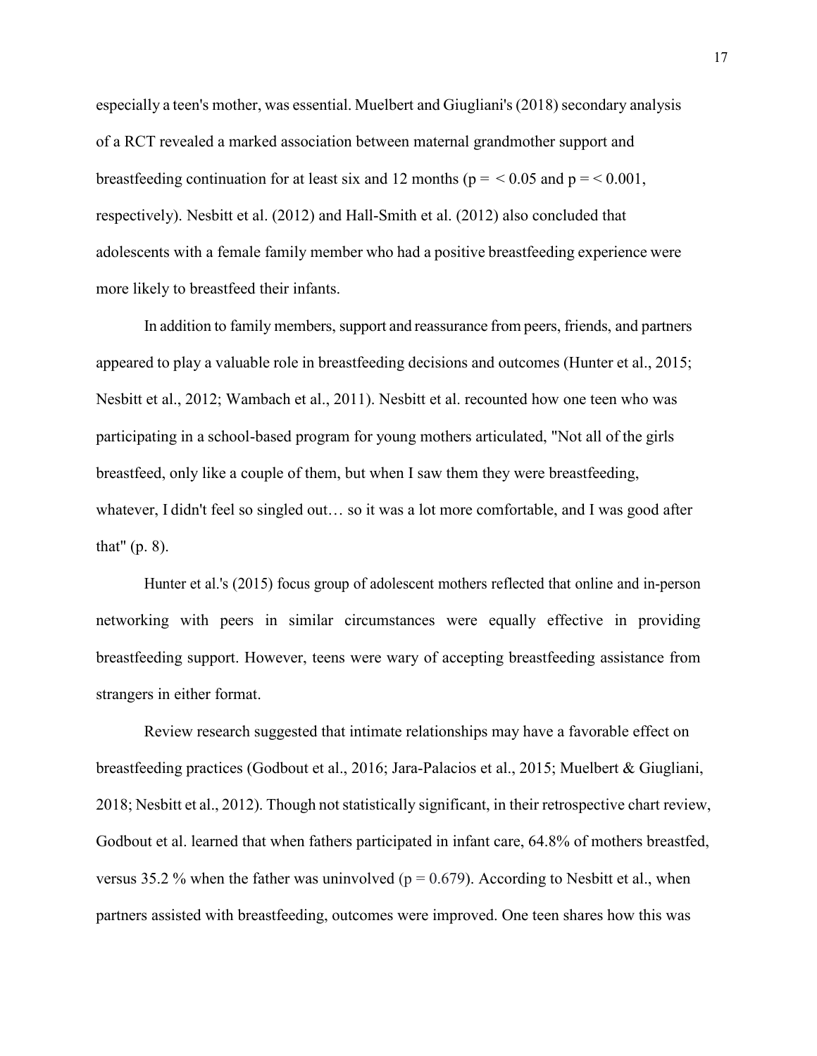especially a teen's mother, was essential. Muelbert and Giugliani's (2018) secondary analysis of a RCT revealed a marked association between maternal grandmother support and breastfeeding continuation for at least six and 12 months ($p = < 0.05$ and $p = < 0.001$, respectively). Nesbitt et al. (2012) and Hall-Smith et al. (2012) also concluded that adolescents with a female family member who had a positive breastfeeding experience were more likely to breastfeed their infants.

In addition to family members, support and reassurance from peers, friends, and partners appeared to play a valuable role in breastfeeding decisions and outcomes (Hunter et al., 2015; Nesbitt et al., 2012; Wambach et al., 2011). Nesbitt et al. recounted how one teen who was participating in a school-based program for young mothers articulated, "Not all of the girls breastfeed, only like a couple of them, but when I saw them they were breastfeeding, whatever, I didn't feel so singled out… so it was a lot more comfortable, and I was good after that" (p. 8).

Hunter et al.'s (2015) focus group of adolescent mothers reflected that online and in-person networking with peers in similar circumstances were equally effective in providing breastfeeding support. However, teens were wary of accepting breastfeeding assistance from strangers in either format.

Review research suggested that intimate relationships may have a favorable effect on breastfeeding practices (Godbout et al., 2016; Jara-Palacios et al., 2015; Muelbert & Giugliani, 2018; Nesbitt et al., 2012). Though not statistically significant, in their retrospective chart review, Godbout et al. learned that when fathers participated in infant care, 64.8% of mothers breastfed, versus 35.2 % when the father was uninvolved ($p = 0.679$). According to Nesbitt et al., when partners assisted with breastfeeding, outcomes were improved. One teen shares how this was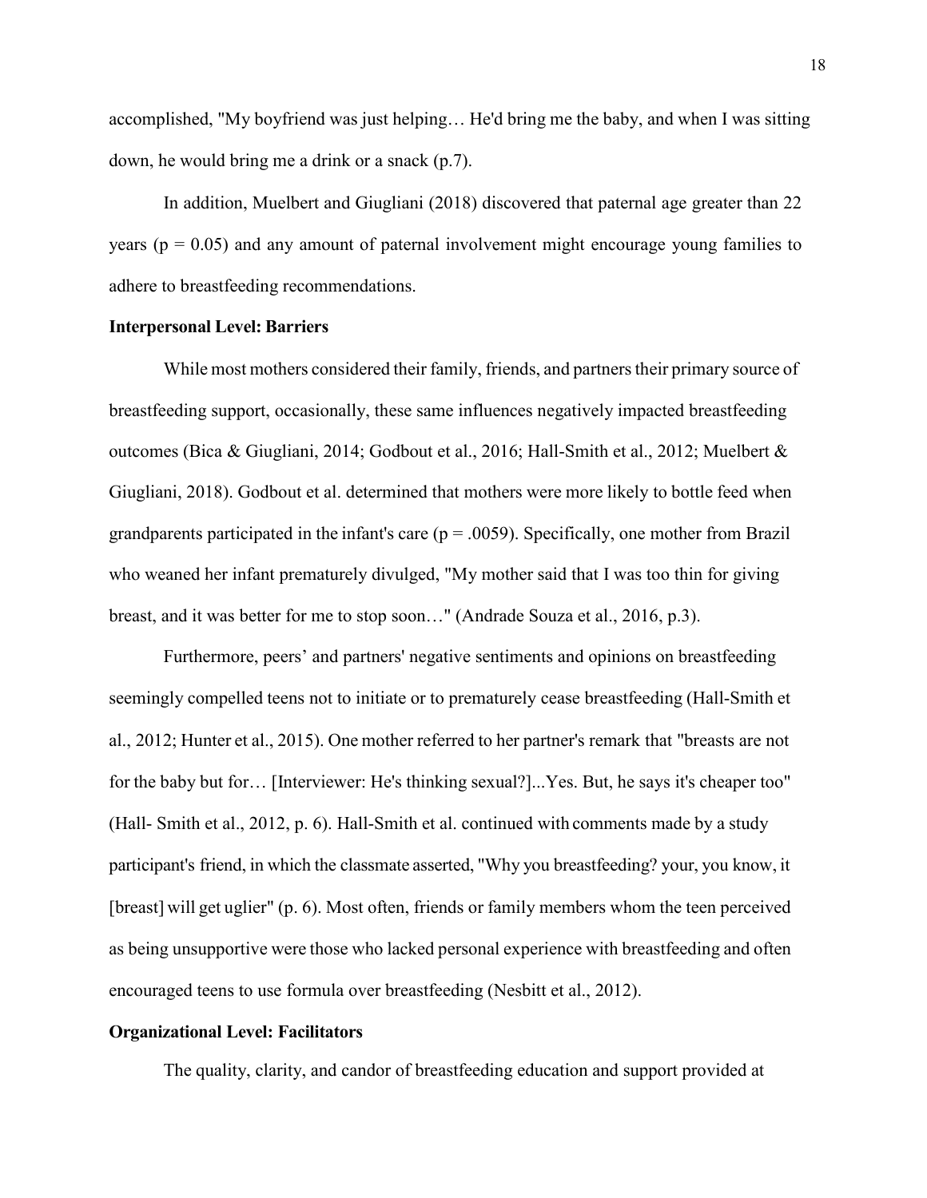accomplished, "My boyfriend was just helping… He'd bring me the baby, and when I was sitting down, he would bring me a drink or a snack (p.7).

In addition, Muelbert and Giugliani (2018) discovered that paternal age greater than 22 years ($p = 0.05$) and any amount of paternal involvement might encourage young families to adhere to breastfeeding recommendations.

**Interpersonal Level: Barriers**

While most mothers considered their family, friends, and partners their primary source of breastfeeding support, occasionally, these same influences negatively impacted breastfeeding outcomes (Bica & Giugliani, 2014; Godbout et al., 2016; Hall-Smith et al., 2012; Muelbert & Giugliani, 2018). Godbout et al. determined that mothers were more likely to bottle feed when grandparents participated in the infant's care ($p = .0059$). Specifically, one mother from Brazil who weaned her infant prematurely divulged, "My mother said that I was too thin for giving breast, and it was better for me to stop soon…" (Andrade Souza et al., 2016, p.3).

Furthermore, peers' and partners' negative sentiments and opinions on breastfeeding seemingly compelled teens not to initiate or to prematurely cease breastfeeding (Hall-Smith et al., 2012; Hunter et al., 2015). One mother referred to her partner's remark that "breasts are not for the baby but for… [Interviewer: He's thinking sexual?]...Yes. But, he says it's cheaper too" (Hall- Smith et al., 2012, p. 6). Hall-Smith et al. continued with comments made by a study participant's friend, in which the classmate asserted, "Why you breastfeeding? your, you know, it [breast] will get uglier" (p. 6). Most often, friends or family members whom the teen perceived as being unsupportive were those who lacked personal experience with breastfeeding and often encouraged teens to use formula over breastfeeding (Nesbitt et al., 2012).

**Organizational Level: Facilitators**

The quality, clarity, and candor of breastfeeding education and support provided at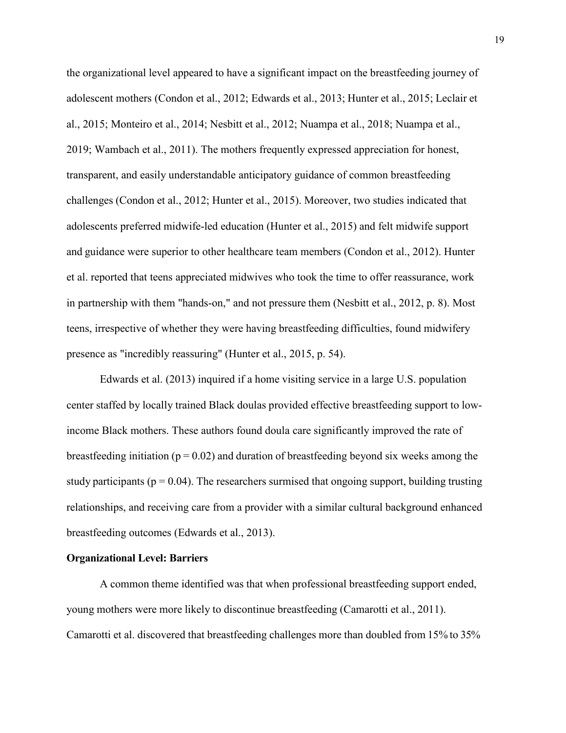the organizational level appeared to have a significant impact on the breastfeeding journey of adolescent mothers (Condon et al., 2012; Edwards et al., 2013; Hunter et al., 2015; Leclair et al., 2015; Monteiro et al., 2014; Nesbitt et al., 2012; Nuampa et al., 2018; Nuampa et al., 2019; Wambach et al., 2011). The mothers frequently expressed appreciation for honest, transparent, and easily understandable anticipatory guidance of common breastfeeding challenges (Condon et al., 2012; Hunter et al., 2015). Moreover, two studies indicated that adolescents preferred midwife-led education (Hunter et al., 2015) and felt midwife support and guidance were superior to other healthcare team members (Condon et al., 2012). Hunter et al. reported that teens appreciated midwives who took the time to offer reassurance, work in partnership with them "hands-on," and not pressure them (Nesbitt et al., 2012, p. 8). Most teens, irrespective of whether they were having breastfeeding difficulties, found midwifery presence as "incredibly reassuring" (Hunter et al., 2015, p. 54).

Edwards et al. (2013) inquired if a home visiting service in a large U.S. population center staffed by locally trained Black doulas provided effective breastfeeding support to low-income Black mothers. These authors found doula care significantly improved the rate of breastfeeding initiation ($p = 0.02$) and duration of breastfeeding beyond six weeks among the study participants ($p = 0.04$). The researchers surmised that ongoing support, building trusting relationships, and receiving care from a provider with a similar cultural background enhanced breastfeeding outcomes (Edwards et al., 2013).

**Organizational Level: Barriers**

A common theme identified was that when professional breastfeeding support ended, young mothers were more likely to discontinue breastfeeding (Camarotti et al., 2011). Camarotti et al. discovered that breastfeeding challenges more than doubled from 15% to 35%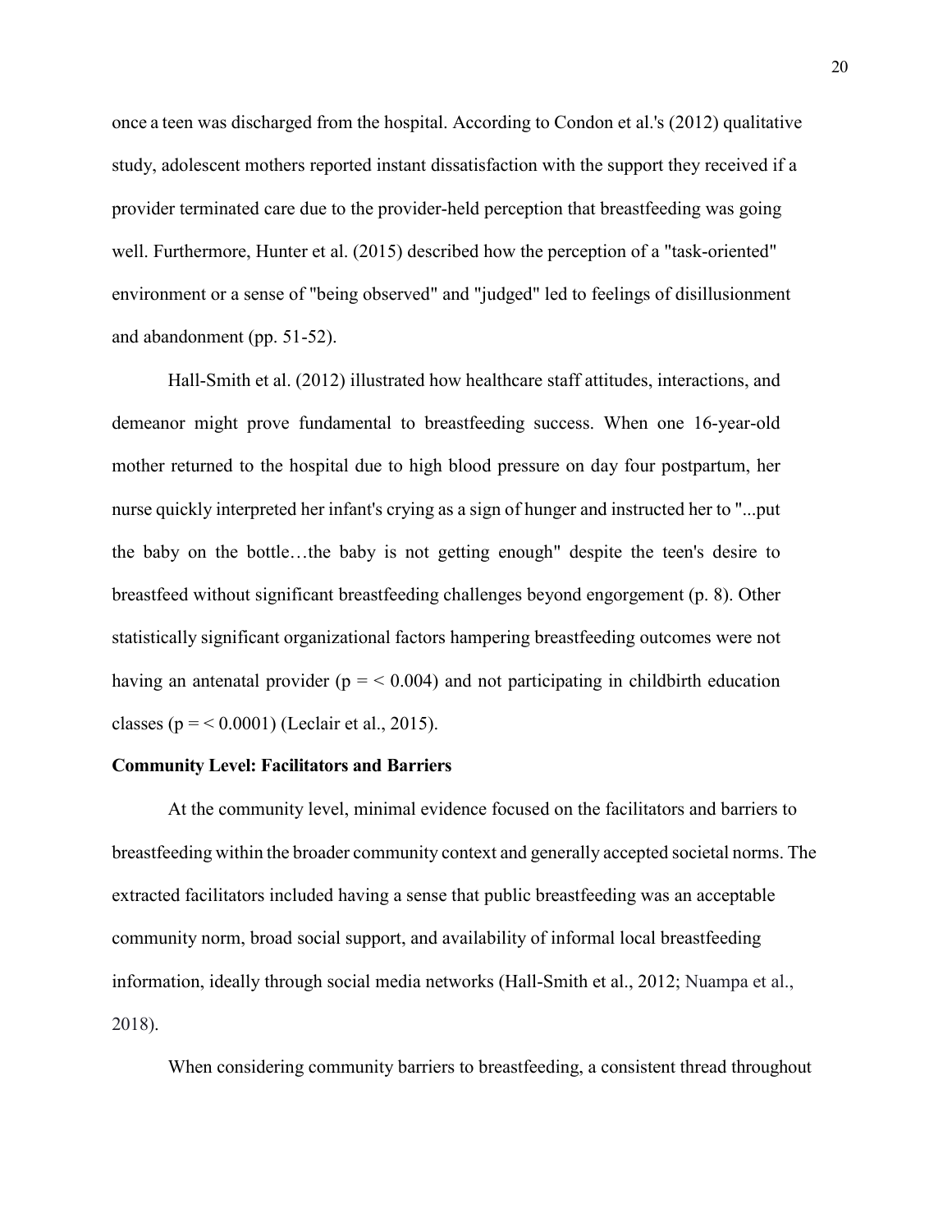once a teen was discharged from the hospital. According to Condon et al.'s (2012) qualitative study, adolescent mothers reported instant dissatisfaction with the support they received if a provider terminated care due to the provider-held perception that breastfeeding was going well. Furthermore, Hunter et al. (2015) described how the perception of a "task-oriented" environment or a sense of "being observed" and "judged" led to feelings of disillusionment and abandonment (pp. 51-52).

Hall-Smith et al. (2012) illustrated how healthcare staff attitudes, interactions, and demeanor might prove fundamental to breastfeeding success. When one 16-year-old mother returned to the hospital due to high blood pressure on day four postpartum, her nurse quickly interpreted her infant's crying as a sign of hunger and instructed her to "...put the baby on the bottle…the baby is not getting enough" despite the teen's desire to breastfeed without significant breastfeeding challenges beyond engorgement (p. 8). Other statistically significant organizational factors hampering breastfeeding outcomes were not having an antenatal provider ($p = < 0.004$) and not participating in childbirth education classes ($p = < 0.0001$) (Leclair et al., 2015).

**Community Level: Facilitators and Barriers**

At the community level, minimal evidence focused on the facilitators and barriers to breastfeeding within the broader community context and generally accepted societal norms. The extracted facilitators included having a sense that public breastfeeding was an acceptable community norm, broad social support, and availability of informal local breastfeeding information, ideally through social media networks (Hall-Smith et al., 2012; Nuampa et al., 2018).

When considering community barriers to breastfeeding, a consistent thread throughout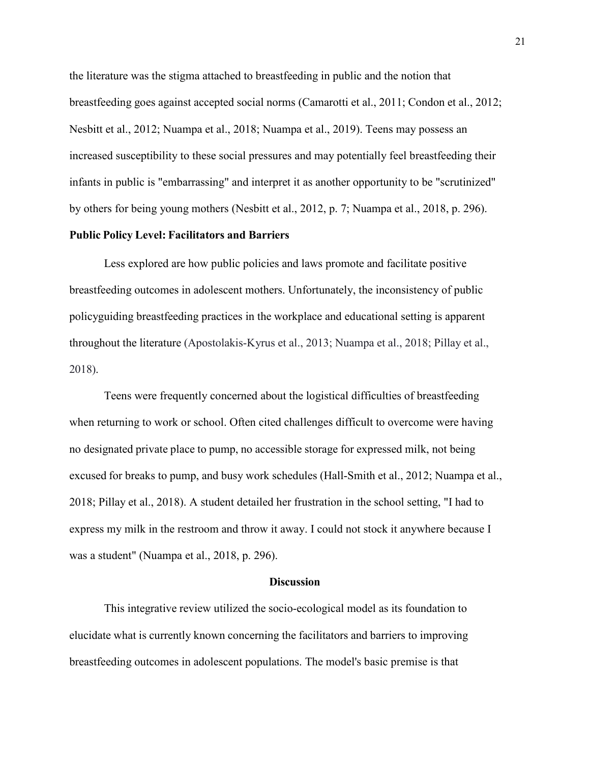the literature was the stigma attached to breastfeeding in public and the notion that breastfeeding goes against accepted social norms (Camarotti et al., 2011; Condon et al., 2012; Nesbitt et al., 2012; Nuampa et al., 2018; Nuampa et al., 2019). Teens may possess an increased susceptibility to these social pressures and may potentially feel breastfeeding their infants in public is "embarrassing" and interpret it as another opportunity to be "scrutinized" by others for being young mothers (Nesbitt et al., 2012, p. 7; Nuampa et al., 2018, p. 296).

**Public Policy Level: Facilitators and Barriers**

Less explored are how public policies and laws promote and facilitate positive breastfeeding outcomes in adolescent mothers. Unfortunately, the inconsistency of public policyguiding breastfeeding practices in the workplace and educational setting is apparent throughout the literature (Apostolakis-Kyrus et al., 2013; Nuampa et al., 2018; Pillay et al., 2018).

Teens were frequently concerned about the logistical difficulties of breastfeeding when returning to work or school. Often cited challenges difficult to overcome were having no designated private place to pump, no accessible storage for expressed milk, not being excused for breaks to pump, and busy work schedules (Hall-Smith et al., 2012; Nuampa et al., 2018; Pillay et al., 2018). A student detailed her frustration in the school setting, "I had to express my milk in the restroom and throw it away. I could not stock it anywhere because I was a student" (Nuampa et al., 2018, p. 296).

## Discussion

This integrative review utilized the socio-ecological model as its foundation to elucidate what is currently known concerning the facilitators and barriers to improving breastfeeding outcomes in adolescent populations. The model's basic premise is that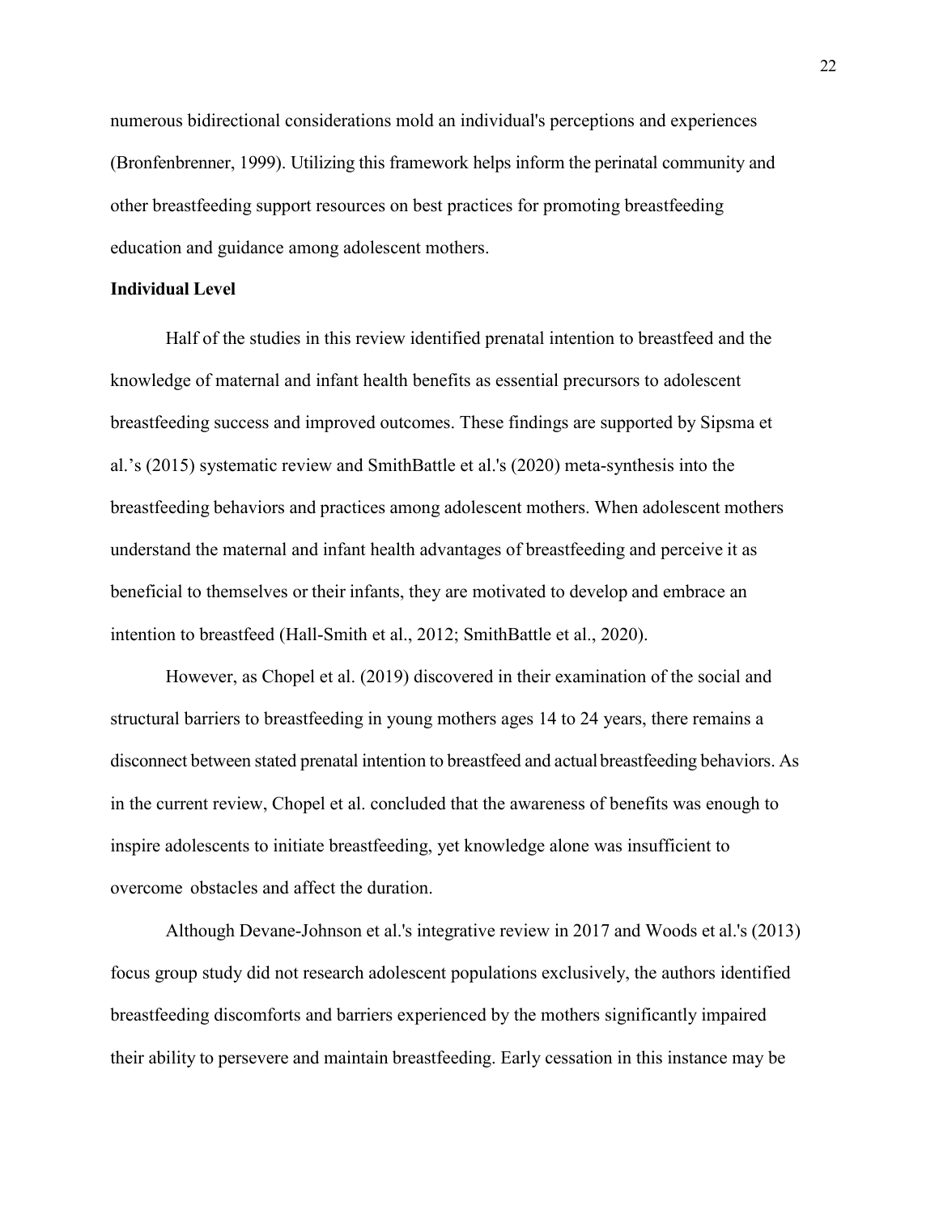numerous bidirectional considerations mold an individual's perceptions and experiences (Bronfenbrenner, 1999). Utilizing this framework helps inform the perinatal community and other breastfeeding support resources on best practices for promoting breastfeeding education and guidance among adolescent mothers.

**Individual Level**

Half of the studies in this review identified prenatal intention to breastfeed and the knowledge of maternal and infant health benefits as essential precursors to adolescent breastfeeding success and improved outcomes. These findings are supported by Sipsma et al.'s (2015) systematic review and SmithBattle et al.'s (2020) meta-synthesis into the breastfeeding behaviors and practices among adolescent mothers. When adolescent mothers understand the maternal and infant health advantages of breastfeeding and perceive it as beneficial to themselves or their infants, they are motivated to develop and embrace an intention to breastfeed (Hall-Smith et al., 2012; SmithBattle et al., 2020).

However, as Chopel et al. (2019) discovered in their examination of the social and structural barriers to breastfeeding in young mothers ages 14 to 24 years, there remains a disconnect between stated prenatal intention to breastfeed and actual breastfeeding behaviors. As in the current review, Chopel et al. concluded that the awareness of benefits was enough to inspire adolescents to initiate breastfeeding, yet knowledge alone was insufficient to overcome obstacles and affect the duration.

Although Devane-Johnson et al.'s integrative review in 2017 and Woods et al.'s (2013) focus group study did not research adolescent populations exclusively, the authors identified breastfeeding discomforts and barriers experienced by the mothers significantly impaired their ability to persevere and maintain breastfeeding. Early cessation in this instance may be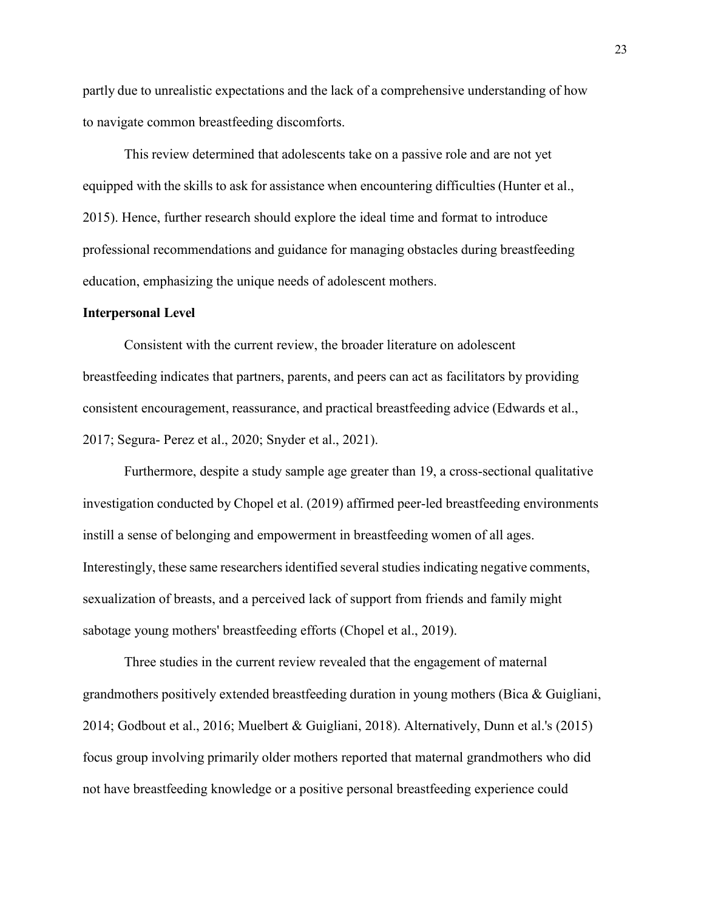partly due to unrealistic expectations and the lack of a comprehensive understanding of how to navigate common breastfeeding discomforts.

This review determined that adolescents take on a passive role and are not yet equipped with the skills to ask for assistance when encountering difficulties (Hunter et al., 2015). Hence, further research should explore the ideal time and format to introduce professional recommendations and guidance for managing obstacles during breastfeeding education, emphasizing the unique needs of adolescent mothers.

**Interpersonal Level**

Consistent with the current review, the broader literature on adolescent breastfeeding indicates that partners, parents, and peers can act as facilitators by providing consistent encouragement, reassurance, and practical breastfeeding advice (Edwards et al., 2017; Segura- Perez et al., 2020; Snyder et al., 2021).

Furthermore, despite a study sample age greater than 19, a cross-sectional qualitative investigation conducted by Chopel et al. (2019) affirmed peer-led breastfeeding environments instill a sense of belonging and empowerment in breastfeeding women of all ages. Interestingly, these same researchers identified several studies indicating negative comments, sexualization of breasts, and a perceived lack of support from friends and family might sabotage young mothers' breastfeeding efforts (Chopel et al., 2019).

Three studies in the current review revealed that the engagement of maternal grandmothers positively extended breastfeeding duration in young mothers (Bica & Guigliani, 2014; Godbout et al., 2016; Muelbert & Guigliani, 2018). Alternatively, Dunn et al.'s (2015) focus group involving primarily older mothers reported that maternal grandmothers who did not have breastfeeding knowledge or a positive personal breastfeeding experience could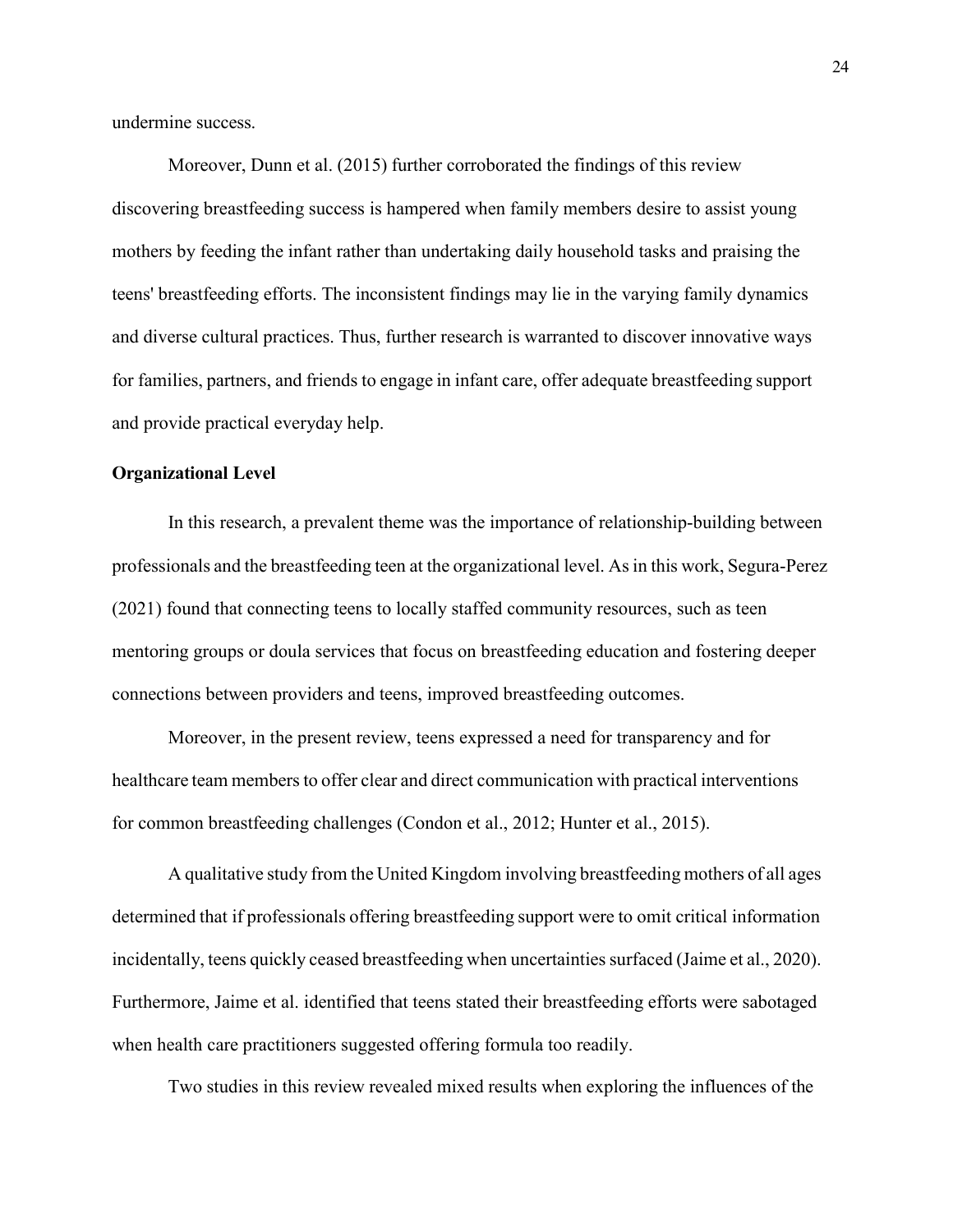undermine success.

Moreover, Dunn et al. (2015) further corroborated the findings of this review discovering breastfeeding success is hampered when family members desire to assist young mothers by feeding the infant rather than undertaking daily household tasks and praising the teens' breastfeeding efforts. The inconsistent findings may lie in the varying family dynamics and diverse cultural practices. Thus, further research is warranted to discover innovative ways for families, partners, and friends to engage in infant care, offer adequate breastfeeding support and provide practical everyday help.

**Organizational Level**

In this research, a prevalent theme was the importance of relationship-building between professionals and the breastfeeding teen at the organizational level. As in this work, Segura-Perez (2021) found that connecting teens to locally staffed community resources, such as teen mentoring groups or doula services that focus on breastfeeding education and fostering deeper connections between providers and teens, improved breastfeeding outcomes.

Moreover, in the present review, teens expressed a need for transparency and for healthcare team members to offer clear and direct communication with practical interventions for common breastfeeding challenges (Condon et al., 2012; Hunter et al., 2015).

A qualitative study from the United Kingdom involving breastfeeding mothers of all ages determined that if professionals offering breastfeeding support were to omit critical information incidentally, teens quickly ceased breastfeeding when uncertainties surfaced (Jaime et al., 2020). Furthermore, Jaime et al. identified that teens stated their breastfeeding efforts were sabotaged when health care practitioners suggested offering formula too readily.

Two studies in this review revealed mixed results when exploring the influences of the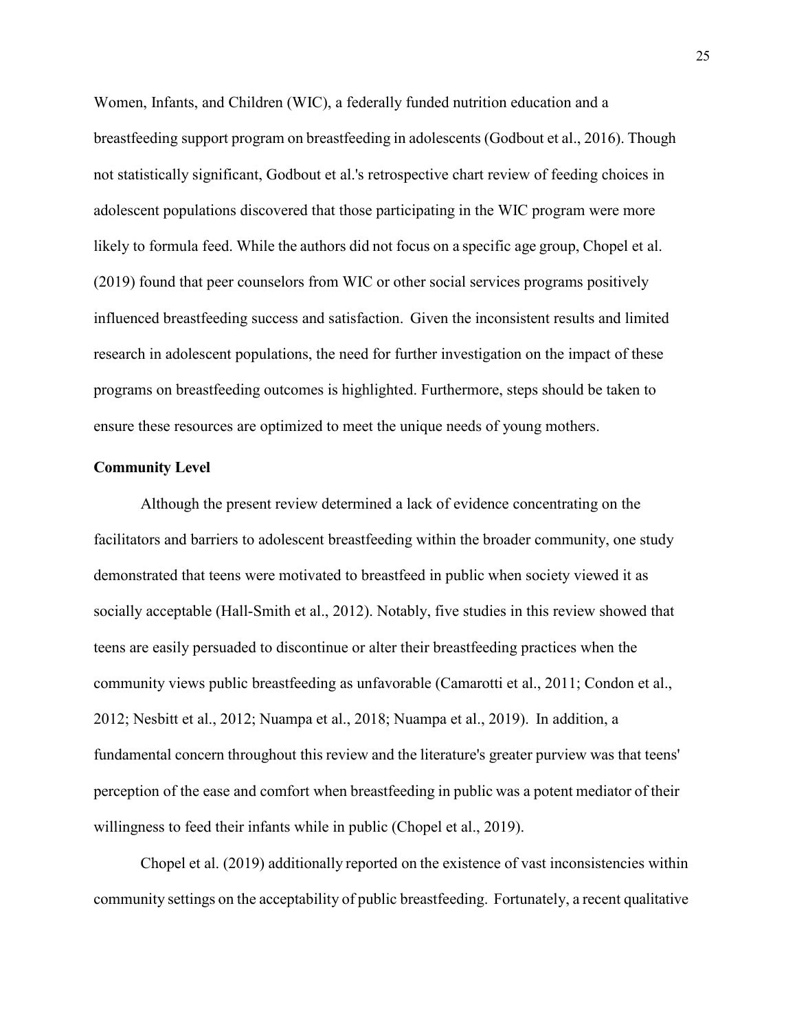Women, Infants, and Children (WIC), a federally funded nutrition education and a breastfeeding support program on breastfeeding in adolescents (Godbout et al., 2016). Though not statistically significant, Godbout et al.'s retrospective chart review of feeding choices in adolescent populations discovered that those participating in the WIC program were more likely to formula feed. While the authors did not focus on a specific age group, Chopel et al. (2019) found that peer counselors from WIC or other social services programs positively influenced breastfeeding success and satisfaction. Given the inconsistent results and limited research in adolescent populations, the need for further investigation on the impact of these programs on breastfeeding outcomes is highlighted. Furthermore, steps should be taken to ensure these resources are optimized to meet the unique needs of young mothers.

**Community Level**

Although the present review determined a lack of evidence concentrating on the facilitators and barriers to adolescent breastfeeding within the broader community, one study demonstrated that teens were motivated to breastfeed in public when society viewed it as socially acceptable (Hall-Smith et al., 2012). Notably, five studies in this review showed that teens are easily persuaded to discontinue or alter their breastfeeding practices when the community views public breastfeeding as unfavorable (Camarotti et al., 2011; Condon et al., 2012; Nesbitt et al., 2012; Nuampa et al., 2018; Nuampa et al., 2019). In addition, a fundamental concern throughout this review and the literature's greater purview was that teens' perception of the ease and comfort when breastfeeding in public was a potent mediator of their willingness to feed their infants while in public (Chopel et al., 2019).

Chopel et al. (2019) additionally reported on the existence of vast inconsistencies within community settings on the acceptability of public breastfeeding. Fortunately, a recent qualitative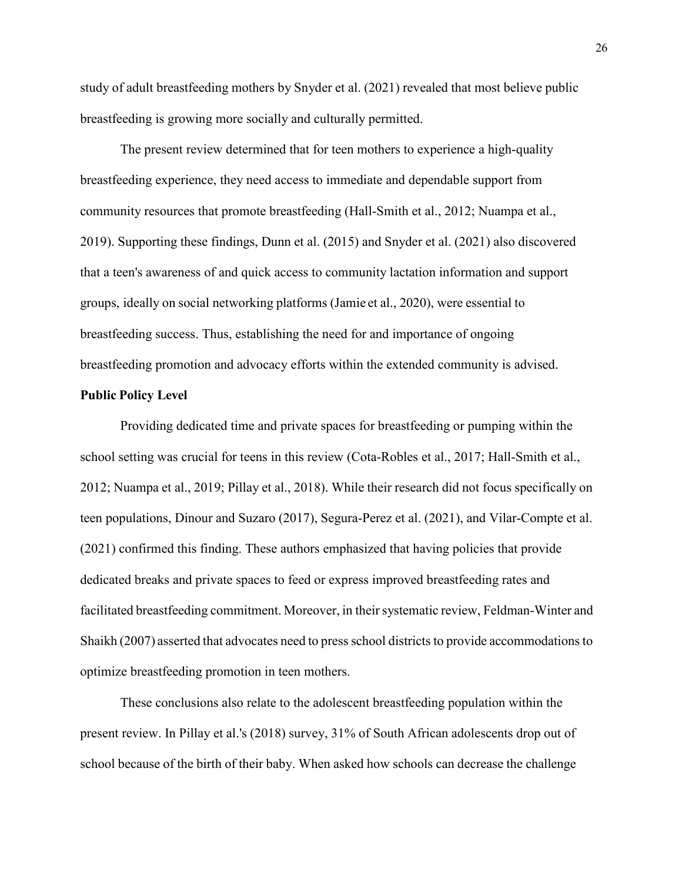study of adult breastfeeding mothers by Snyder et al. (2021) revealed that most believe public breastfeeding is growing more socially and culturally permitted.

The present review determined that for teen mothers to experience a high-quality breastfeeding experience, they need access to immediate and dependable support from community resources that promote breastfeeding (Hall-Smith et al., 2012; Nuampa et al., 2019). Supporting these findings, Dunn et al. (2015) and Snyder et al. (2021) also discovered that a teen's awareness of and quick access to community lactation information and support groups, ideally on social networking platforms (Jamie et al., 2020), were essential to breastfeeding success. Thus, establishing the need for and importance of ongoing breastfeeding promotion and advocacy efforts within the extended community is advised.

**Public Policy Level**

Providing dedicated time and private spaces for breastfeeding or pumping within the school setting was crucial for teens in this review (Cota-Robles et al., 2017; Hall-Smith et al., 2012; Nuampa et al., 2019; Pillay et al., 2018). While their research did not focus specifically on teen populations, Dinour and Suzaro (2017), Segura-Perez et al. (2021), and Vilar-Compte et al. (2021) confirmed this finding. These authors emphasized that having policies that provide dedicated breaks and private spaces to feed or express improved breastfeeding rates and facilitated breastfeeding commitment. Moreover, in their systematic review, Feldman-Winter and Shaikh (2007) asserted that advocates need to press school districts to provide accommodations to optimize breastfeeding promotion in teen mothers.

These conclusions also relate to the adolescent breastfeeding population within the present review. In Pillay et al.'s (2018) survey, 31% of South African adolescents drop out of school because of the birth of their baby. When asked how schools can decrease the challenge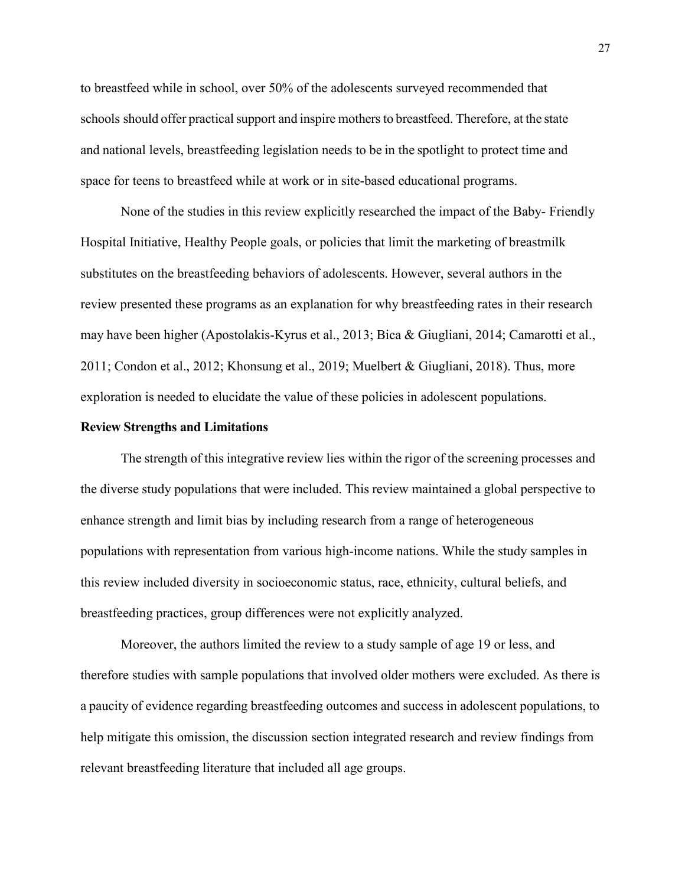to breastfeed while in school, over 50% of the adolescents surveyed recommended that schools should offer practical support and inspire mothers to breastfeed. Therefore, at the state and national levels, breastfeeding legislation needs to be in the spotlight to protect time and space for teens to breastfeed while at work or in site-based educational programs.

None of the studies in this review explicitly researched the impact of the Baby- Friendly Hospital Initiative, Healthy People goals, or policies that limit the marketing of breastmilk substitutes on the breastfeeding behaviors of adolescents. However, several authors in the review presented these programs as an explanation for why breastfeeding rates in their research may have been higher (Apostolakis-Kyrus et al., 2013; Bica & Giugliani, 2014; Camarotti et al., 2011; Condon et al., 2012; Khonsung et al., 2019; Muelbert & Giugliani, 2018). Thus, more exploration is needed to elucidate the value of these policies in adolescent populations.

**Review Strengths and Limitations**

The strength of this integrative review lies within the rigor of the screening processes and the diverse study populations that were included. This review maintained a global perspective to enhance strength and limit bias by including research from a range of heterogeneous populations with representation from various high-income nations. While the study samples in this review included diversity in socioeconomic status, race, ethnicity, cultural beliefs, and breastfeeding practices, group differences were not explicitly analyzed.

Moreover, the authors limited the review to a study sample of age 19 or less, and therefore studies with sample populations that involved older mothers were excluded. As there is a paucity of evidence regarding breastfeeding outcomes and success in adolescent populations, to help mitigate this omission, the discussion section integrated research and review findings from relevant breastfeeding literature that included all age groups.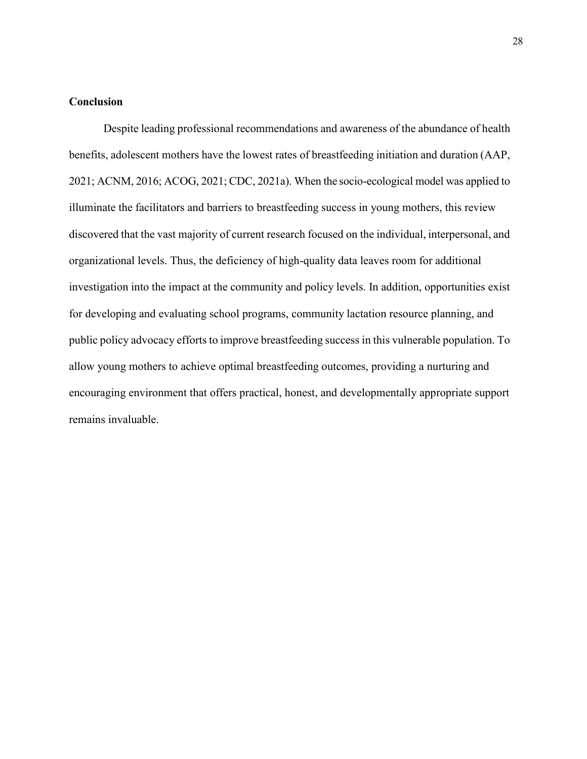## Conclusion

Despite leading professional recommendations and awareness of the abundance of health benefits, adolescent mothers have the lowest rates of breastfeeding initiation and duration (AAP, 2021; ACNM, 2016; ACOG, 2021; CDC, 2021a). When the socio-ecological model was applied to illuminate the facilitators and barriers to breastfeeding success in young mothers, this review discovered that the vast majority of current research focused on the individual, interpersonal, and organizational levels. Thus, the deficiency of high-quality data leaves room for additional investigation into the impact at the community and policy levels. In addition, opportunities exist for developing and evaluating school programs, community lactation resource planning, and public policy advocacy efforts to improve breastfeeding success in this vulnerable population. To allow young mothers to achieve optimal breastfeeding outcomes, providing a nurturing and encouraging environment that offers practical, honest, and developmentally appropriate support remains invaluable.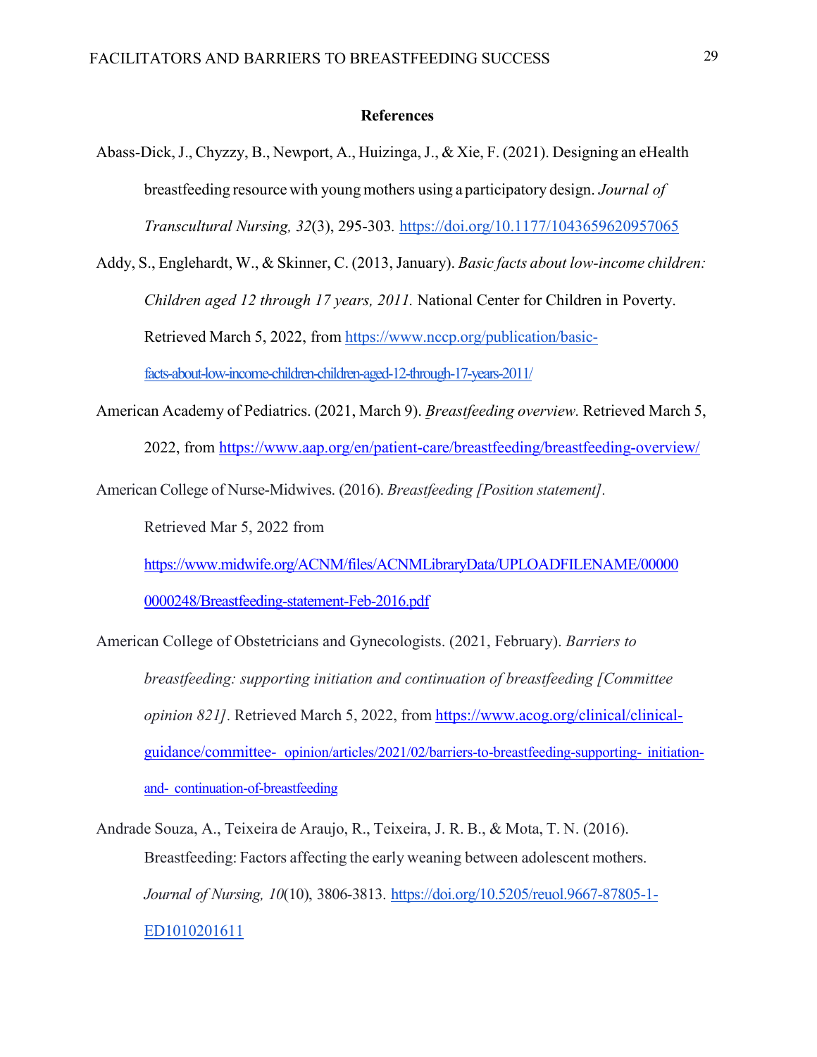# References

Abass-Dick, J., Chyzzy, B., Newport, A., Huizinga, J., & Xie, F. (2021). Designing an eHealth breastfeeding resource with young mothers using a participatory design. *Journal of Transcultural Nursing, 32*(3), 295-303. https://doi.org/10.1177/1043659620957065

Addy, S., Englehardt, W., & Skinner, C. (2013, January). *Basic facts about low-income children: Children aged 12 through 17 years, 2011.* National Center for Children in Poverty. Retrieved March 5, 2022, from https://www.nccp.org/publication/basic-facts-about-low-income-children-children-aged-12-through-17-years-2011/

American Academy of Pediatrics. (2021, March 9). *Breastfeeding overview.* Retrieved March 5, 2022, from https://www.aap.org/en/patient-care/breastfeeding/breastfeeding-overview/

American College of Nurse-Midwives. (2016). *Breastfeeding [Position statement].* Retrieved Mar 5, 2022 from https://www.midwife.org/ACNM/files/ACNMLibraryData/UPLOADFILENAME/000000000248/Breastfeeding-statement-Feb-2016.pdf

American College of Obstetricians and Gynecologists. (2021, February). *Barriers to breastfeeding: supporting initiation and continuation of breastfeeding [Committee opinion 821].* Retrieved March 5, 2022, from https://www.acog.org/clinical/clinical-guidance/committee-opinion/articles/2021/02/barriers-to-breastfeeding-supporting-initiation-and-continuation-of-breastfeeding

Andrade Souza, A., Teixeira de Araujo, R., Teixeira, J. R. B., & Mota, T. N. (2016). Breastfeeding: Factors affecting the early weaning between adolescent mothers. *Journal of Nursing, 10*(10), 3806-3813. https://doi.org/10.5205/reuol.9667-87805-1-ED1010201611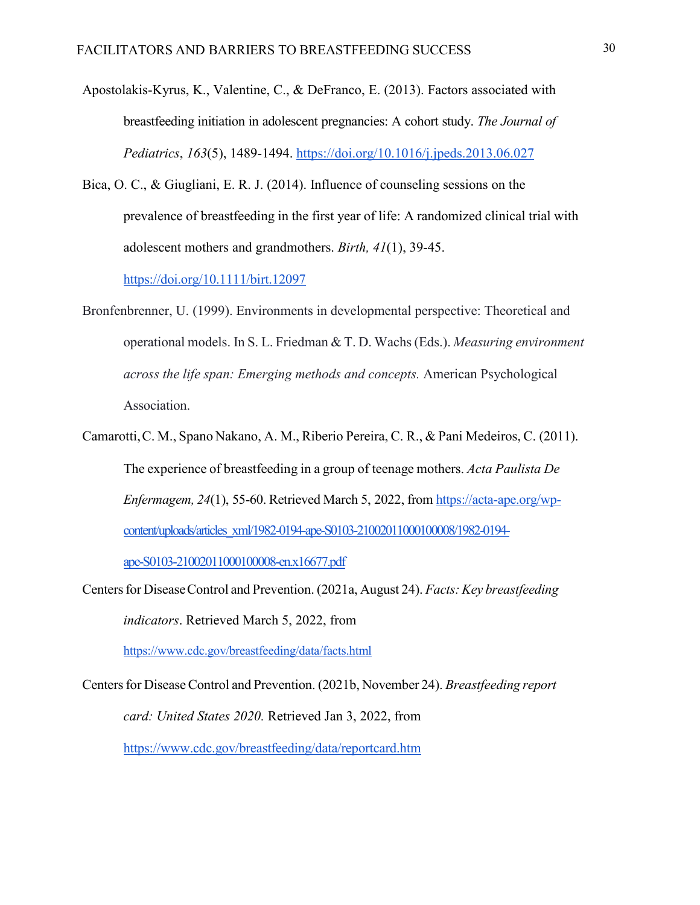Apostolakis-Kyrus, K., Valentine, C., & DeFranco, E. (2013). Factors associated with breastfeeding initiation in adolescent pregnancies: A cohort study. *The Journal of Pediatrics*, *163*(5), 1489-1494. https://doi.org/10.1016/j.jpeds.2013.06.027

Bica, O. C., & Giugliani, E. R. J. (2014). Influence of counseling sessions on the prevalence of breastfeeding in the first year of life: A randomized clinical trial with adolescent mothers and grandmothers. *Birth, 41*(1), 39-45. https://doi.org/10.1111/birt.12097

Bronfenbrenner, U. (1999). Environments in developmental perspective: Theoretical and operational models. In S. L. Friedman & T. D. Wachs (Eds.). *Measuring environment across the life span: Emerging methods and concepts.* American Psychological Association.

Camarotti, C. M., Spano Nakano, A. M., Riberio Pereira, C. R., & Pani Medeiros, C. (2011). The experience of breastfeeding in a group of teenage mothers. *Acta Paulista De Enfermagem, 24*(1), 55-60. Retrieved March 5, 2022, from https://acta-ape.org/wp-content/uploads/articles_xml/1982-0194-ape-S0103-21002011000100008/1982-0194-ape-S0103-21002011000100008-en.x16677.pdf

Centers for Disease Control and Prevention. (2021a, August 24). *Facts: Key breastfeeding indicators*. Retrieved March 5, 2022, from https://www.cdc.gov/breastfeeding/data/facts.html

Centers for Disease Control and Prevention. (2021b, November 24). *Breastfeeding report card: United States 2020.* Retrieved Jan 3, 2022, from https://www.cdc.gov/breastfeeding/data/reportcard.htm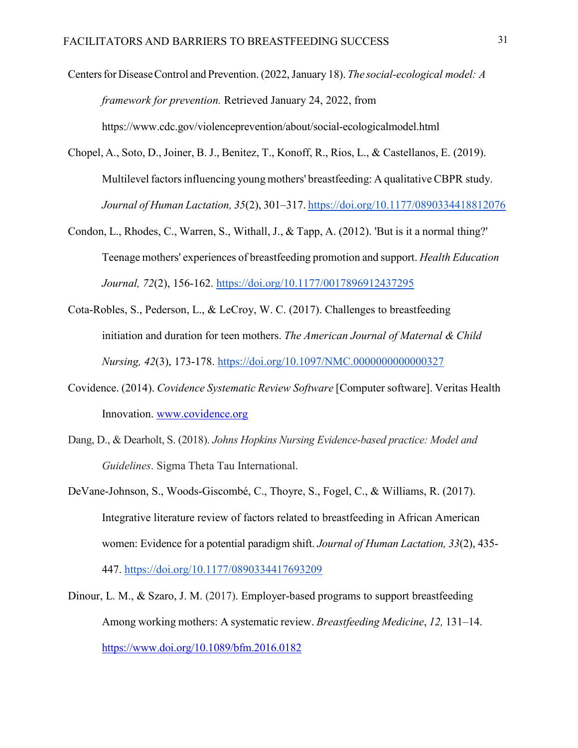Centers for Disease Control and Prevention. (2022, January 18). *The social-ecological model: A framework for prevention.* Retrieved January 24, 2022, from https://www.cdc.gov/violenceprevention/about/social-ecologicalmodel.html

Chopel, A., Soto, D., Joiner, B. J., Benitez, T., Konoff, R., Rios, L., & Castellanos, E. (2019). Multilevel factors influencing young mothers' breastfeeding: A qualitative CBPR study. *Journal of Human Lactation, 35*(2), 301–317. https://doi.org/10.1177/0890334418812076

Condon, L., Rhodes, C., Warren, S., Withall, J., & Tapp, A. (2012). 'But is it a normal thing?' Teenage mothers' experiences of breastfeeding promotion and support. *Health Education Journal, 72*(2), 156-162. https://doi.org/10.1177/0017896912437295

Cota-Robles, S., Pederson, L., & LeCroy, W. C. (2017). Challenges to breastfeeding initiation and duration for teen mothers. *The American Journal of Maternal & Child Nursing, 42*(3), 173-178. https://doi.org/10.1097/NMC.0000000000000327

Covidence. (2014). *Covidence Systematic Review Software* [Computer software]. Veritas Health Innovation. www.covidence.org

Dang, D., & Dearholt, S. (2018). *Johns Hopkins Nursing Evidence-based practice: Model and Guidelines*. Sigma Theta Tau International.

DeVane-Johnson, S., Woods-Giscombé, C., Thoyre, S., Fogel, C., & Williams, R. (2017). Integrative literature review of factors related to breastfeeding in African American women: Evidence for a potential paradigm shift. *Journal of Human Lactation, 33*(2), 435-447. https://doi.org/10.1177/0890334417693209

Dinour, L. M., & Szaro, J. M. (2017). Employer-based programs to support breastfeeding Among working mothers: A systematic review. *Breastfeeding Medicine*, *12,* 131–14. https://www.doi.org/10.1089/bfm.2016.0182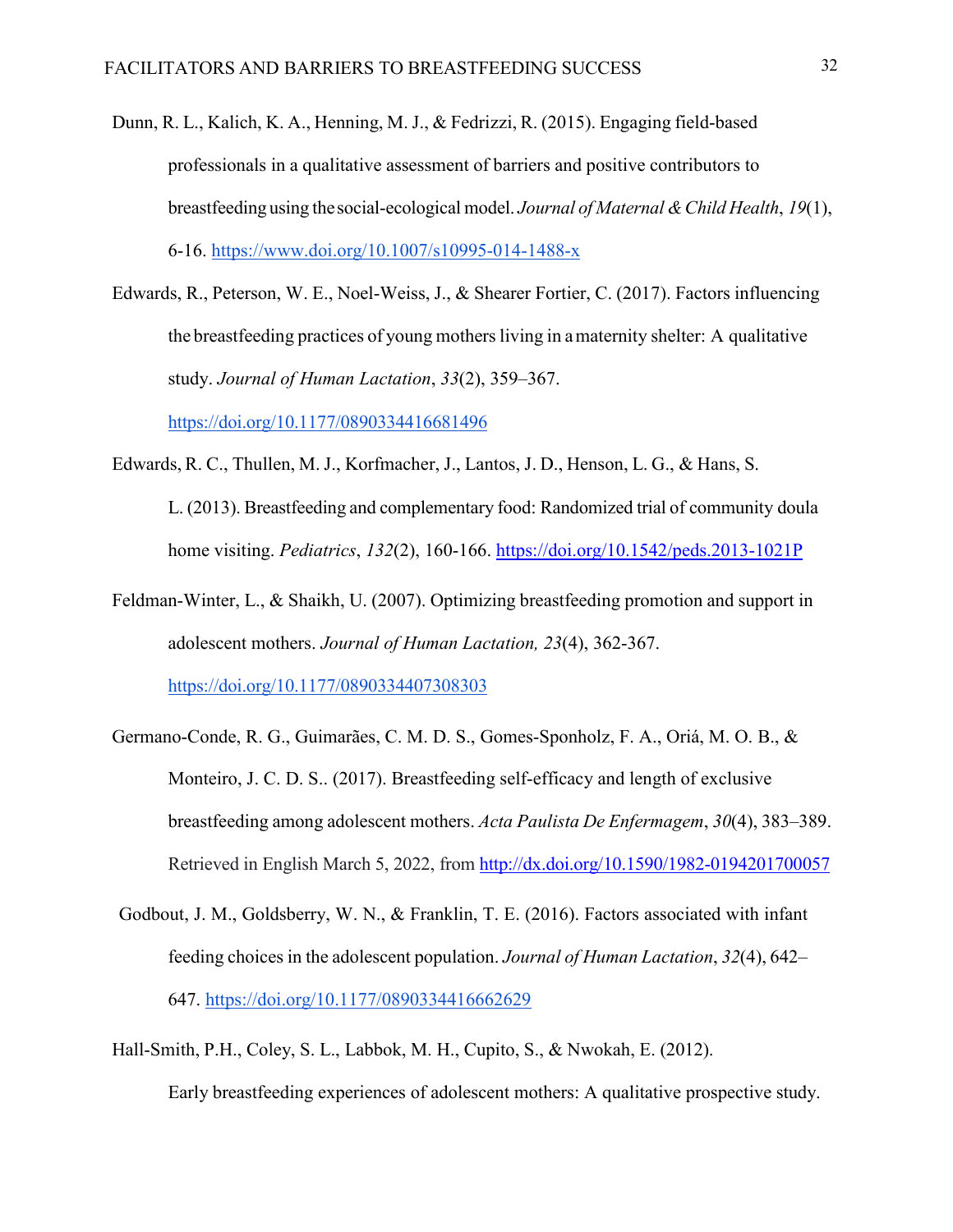Dunn, R. L., Kalich, K. A., Henning, M. J., & Fedrizzi, R. (2015). Engaging field-based professionals in a qualitative assessment of barriers and positive contributors to breastfeeding using the social-ecological model. *Journal of Maternal & Child Health*, *19*(1), 6-16. https://www.doi.org/10.1007/s10995-014-1488-x

Edwards, R., Peterson, W. E., Noel-Weiss, J., & Shearer Fortier, C. (2017). Factors influencing the breastfeeding practices of young mothers living in a maternity shelter: A qualitative study. *Journal of Human Lactation*, *33*(2), 359–367. https://doi.org/10.1177/0890334416681496

Edwards, R. C., Thullen, M. J., Korfmacher, J., Lantos, J. D., Henson, L. G., & Hans, S. L. (2013). Breastfeeding and complementary food: Randomized trial of community doula home visiting. *Pediatrics*, *132*(2), 160-166. https://doi.org/10.1542/peds.2013-1021P

Feldman-Winter, L., & Shaikh, U. (2007). Optimizing breastfeeding promotion and support in adolescent mothers. *Journal of Human Lactation, 23*(4), 362-367. https://doi.org/10.1177/0890334407308303

Germano-Conde, R. G., Guimarães, C. M. D. S., Gomes-Sponholz, F. A., Oriá, M. O. B., & Monteiro, J. C. D. S.. (2017). Breastfeeding self-efficacy and length of exclusive breastfeeding among adolescent mothers. *Acta Paulista De Enfermagem*, *30*(4), 383–389. Retrieved in English March 5, 2022, from http://dx.doi.org/10.1590/1982-0194201700057

Godbout, J. M., Goldsberry, W. N., & Franklin, T. E. (2016). Factors associated with infant feeding choices in the adolescent population. *Journal of Human Lactation*, *32*(4), 642–647. https://doi.org/10.1177/0890334416662629

Hall-Smith, P.H., Coley, S. L., Labbok, M. H., Cupito, S., & Nwokah, E. (2012). Early breastfeeding experiences of adolescent mothers: A qualitative prospective study.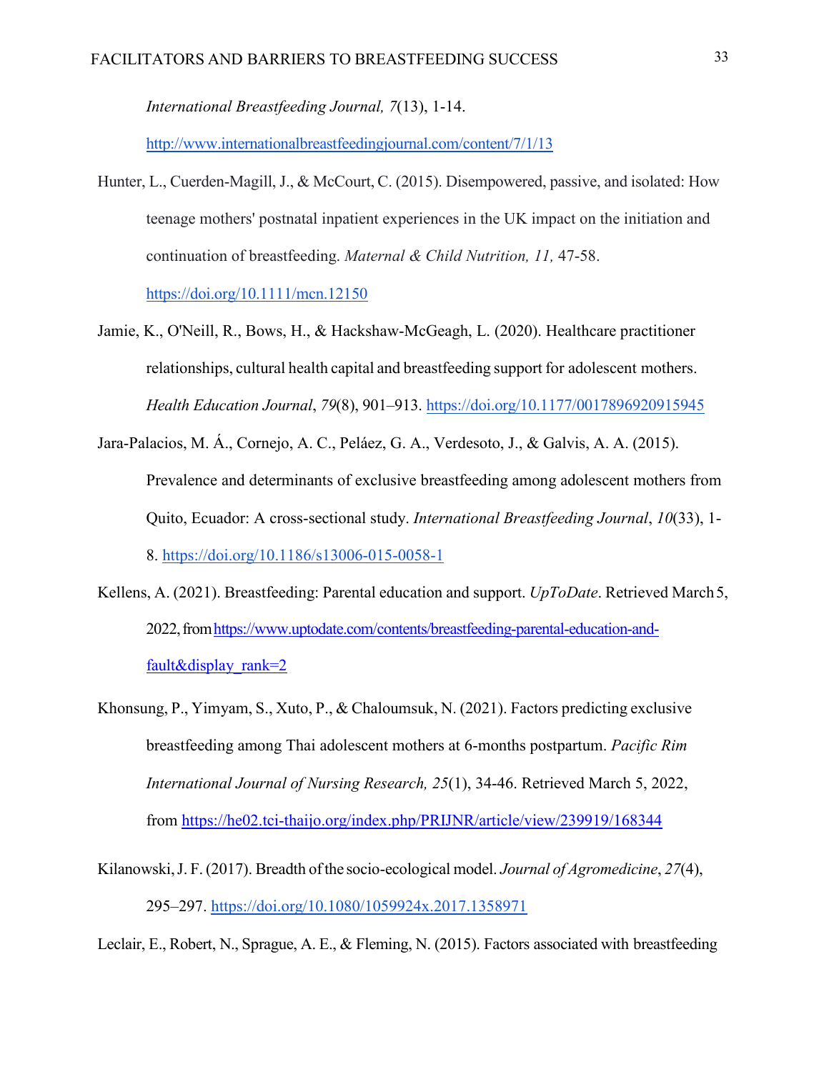*International Breastfeeding Journal, 7*(13), 1-14. http://www.internationalbreastfeedingjournal.com/content/7/1/13

Hunter, L., Cuerden-Magill, J., & McCourt, C. (2015). Disempowered, passive, and isolated: How teenage mothers' postnatal inpatient experiences in the UK impact on the initiation and continuation of breastfeeding. *Maternal & Child Nutrition, 11,* 47-58. https://doi.org/10.1111/mcn.12150

Jamie, K., O'Neill, R., Bows, H., & Hackshaw-McGeagh, L. (2020). Healthcare practitioner relationships, cultural health capital and breastfeeding support for adolescent mothers. *Health Education Journal*, *79*(8), 901–913. https://doi.org/10.1177/0017896920915945

Jara-Palacios, M. Á., Cornejo, A. C., Peláez, G. A., Verdesoto, J., & Galvis, A. A. (2015). Prevalence and determinants of exclusive breastfeeding among adolescent mothers from Quito, Ecuador: A cross-sectional study. *International Breastfeeding Journal*, *10*(33), 1-8. https://doi.org/10.1186/s13006-015-0058-1

Kellens, A. (2021). Breastfeeding: Parental education and support. *UpToDate*. Retrieved March 5, 2022, from https://www.uptodate.com/contents/breastfeeding-parental-education-and-fault&display_rank=2

Khonsung, P., Yimyam, S., Xuto, P., & Chaloumsuk, N. (2021). Factors predicting exclusive breastfeeding among Thai adolescent mothers at 6-months postpartum. *Pacific Rim International Journal of Nursing Research, 25*(1), 34-46. Retrieved March 5, 2022, from https://he02.tci-thaijo.org/index.php/PRIJNR/article/view/239919/168344

Kilanowski, J. F. (2017). Breadth of the socio-ecological model. *Journal of Agromedicine*, *27*(4), 295–297. https://doi.org/10.1080/1059924x.2017.1358971

Leclair, E., Robert, N., Sprague, A. E., & Fleming, N. (2015). Factors associated with breastfeeding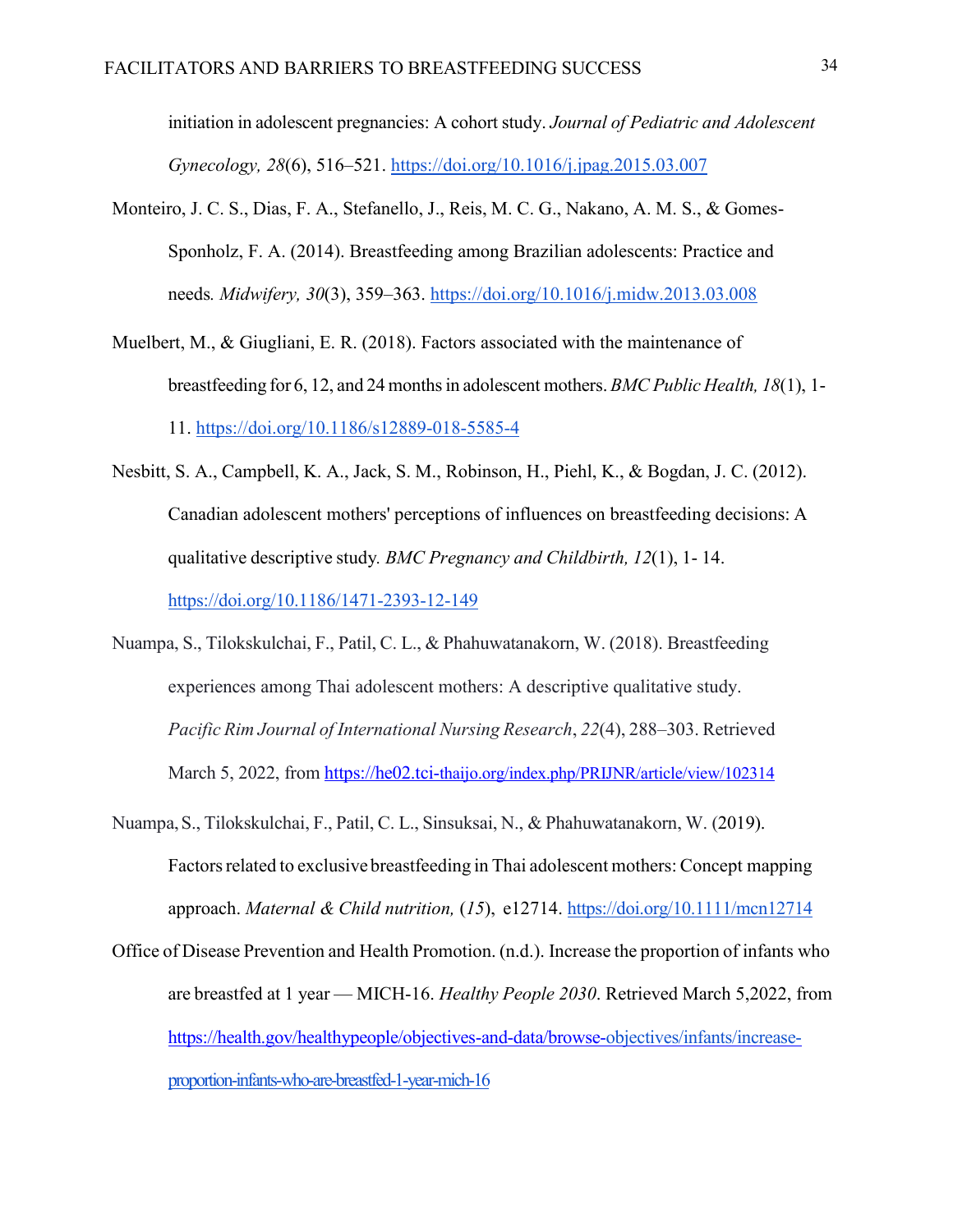initiation in adolescent pregnancies: A cohort study. *Journal of Pediatric and Adolescent Gynecology, 28*(6), 516–521. https://doi.org/10.1016/j.jpag.2015.03.007

Monteiro, J. C. S., Dias, F. A., Stefanello, J., Reis, M. C. G., Nakano, A. M. S., & Gomes-Sponholz, F. A. (2014). Breastfeeding among Brazilian adolescents: Practice and needs*. Midwifery, 30*(3), 359–363. https://doi.org/10.1016/j.midw.2013.03.008

Muelbert, M., & Giugliani, E. R. (2018). Factors associated with the maintenance of breastfeeding for 6, 12, and 24 months in adolescent mothers. *BMC Public Health, 18*(1), 1-11. https://doi.org/10.1186/s12889-018-5585-4

Nesbitt, S. A., Campbell, K. A., Jack, S. M., Robinson, H., Piehl, K., & Bogdan, J. C. (2012). Canadian adolescent mothers' perceptions of influences on breastfeeding decisions: A qualitative descriptive study*. BMC Pregnancy and Childbirth, 12*(1), 1- 14. https://doi.org/10.1186/1471-2393-12-149

Nuampa, S., Tilokskulchai, F., Patil, C. L., & Phahuwatanakorn, W. (2018). Breastfeeding experiences among Thai adolescent mothers: A descriptive qualitative study. *Pacific Rim Journal of International Nursing Research*, *22*(4), 288–303. Retrieved March 5, 2022, from https://he02.tci-thaijo.org/index.php/PRIJNR/article/view/102314

Nuampa, S., Tilokskulchai, F., Patil, C. L., Sinsuksai, N., & Phahuwatanakorn, W. (2019). Factors related to exclusive breastfeeding in Thai adolescent mothers: Concept mapping approach. *Maternal & Child nutrition,* (*15*), e12714. https://doi.org/10.1111/mcn12714

Office of Disease Prevention and Health Promotion. (n.d.). Increase the proportion of infants who are breastfed at 1 year — MICH-16. *Healthy People 2030*. Retrieved March 5,2022, from https://health.gov/healthypeople/objectives-and-data/browse-objectives/infants/increase-proportion-infants-who-are-breastfed-1-year-mich-16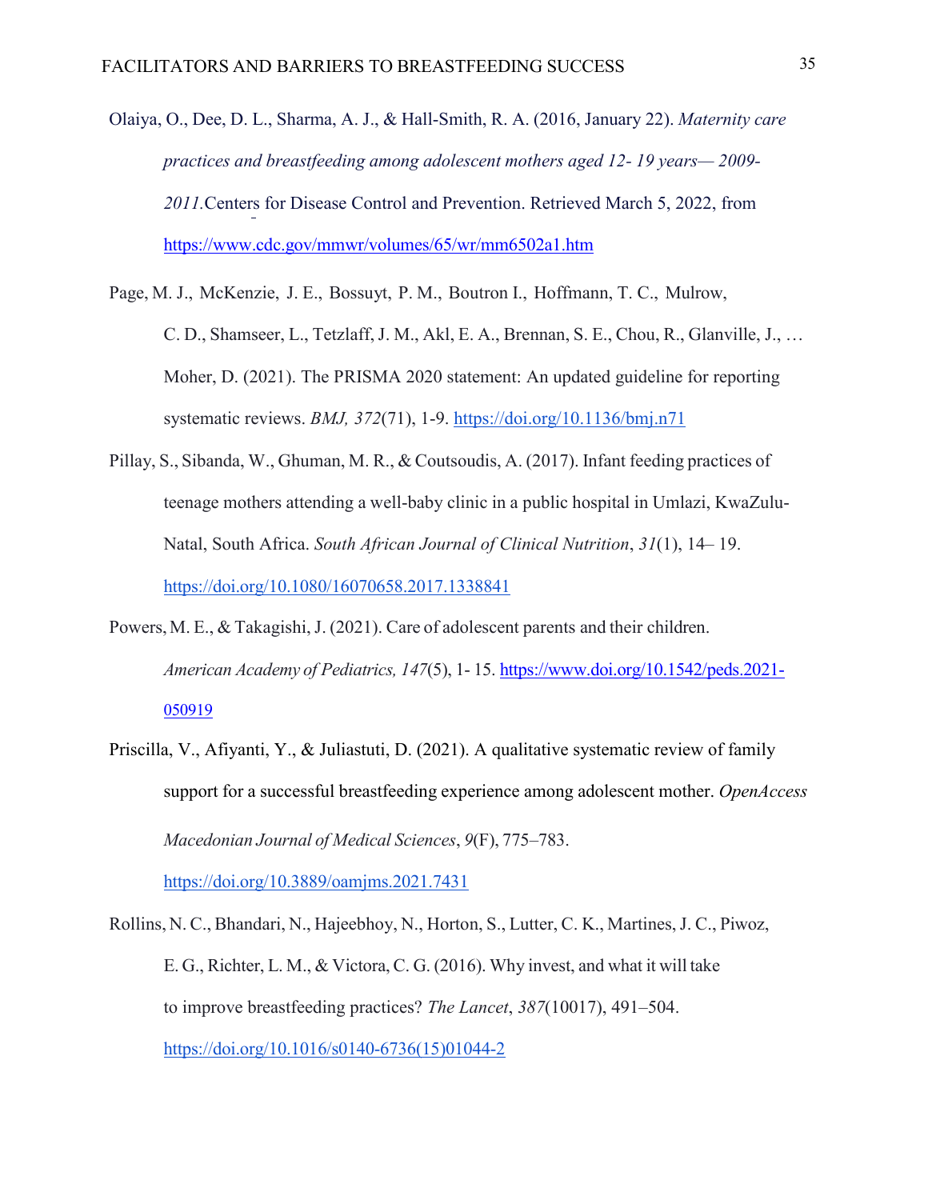Olaiya, O., Dee, D. L., Sharma, A. J., & Hall-Smith, R. A. (2016, January 22). *Maternity care practices and breastfeeding among adolescent mothers aged 12- 19 years— 2009- 2011.*Centers for Disease Control and Prevention. Retrieved March 5, 2022, from https://www.cdc.gov/mmwr/volumes/65/wr/mm6502a1.htm

Page, M. J., McKenzie, J. E., Bossuyt, P. M., Boutron I., Hoffmann, T. C., Mulrow, C. D., Shamseer, L., Tetzlaff, J. M., Akl, E. A., Brennan, S. E., Chou, R., Glanville, J., … Moher, D. (2021). The PRISMA 2020 statement: An updated guideline for reporting systematic reviews. *BMJ, 372*(71), 1-9. https://doi.org/10.1136/bmj.n71

Pillay, S., Sibanda, W., Ghuman, M. R., & Coutsoudis, A. (2017). Infant feeding practices of teenage mothers attending a well-baby clinic in a public hospital in Umlazi, KwaZulu-Natal, South Africa. *South African Journal of Clinical Nutrition*, *31*(1), 14– 19. https://doi.org/10.1080/16070658.2017.1338841

Powers, M. E., & Takagishi, J. (2021). Care of adolescent parents and their children. *American Academy of Pediatrics, 147*(5), 1- 15. https://www.doi.org/10.1542/peds.2021-050919

Priscilla, V., Afiyanti, Y., & Juliastuti, D. (2021). A qualitative systematic review of family support for a successful breastfeeding experience among adolescent mother. *OpenAccess Macedonian Journal of Medical Sciences*, *9*(F), 775–783. https://doi.org/10.3889/oamjms.2021.7431

Rollins, N. C., Bhandari, N., Hajeebhoy, N., Horton, S., Lutter, C. K., Martines, J. C., Piwoz, E. G., Richter, L. M., & Victora, C. G. (2016). Why invest, and what it will take to improve breastfeeding practices? *The Lancet*, *387*(10017), 491–504. https://doi.org/10.1016/s0140-6736(15)01044-2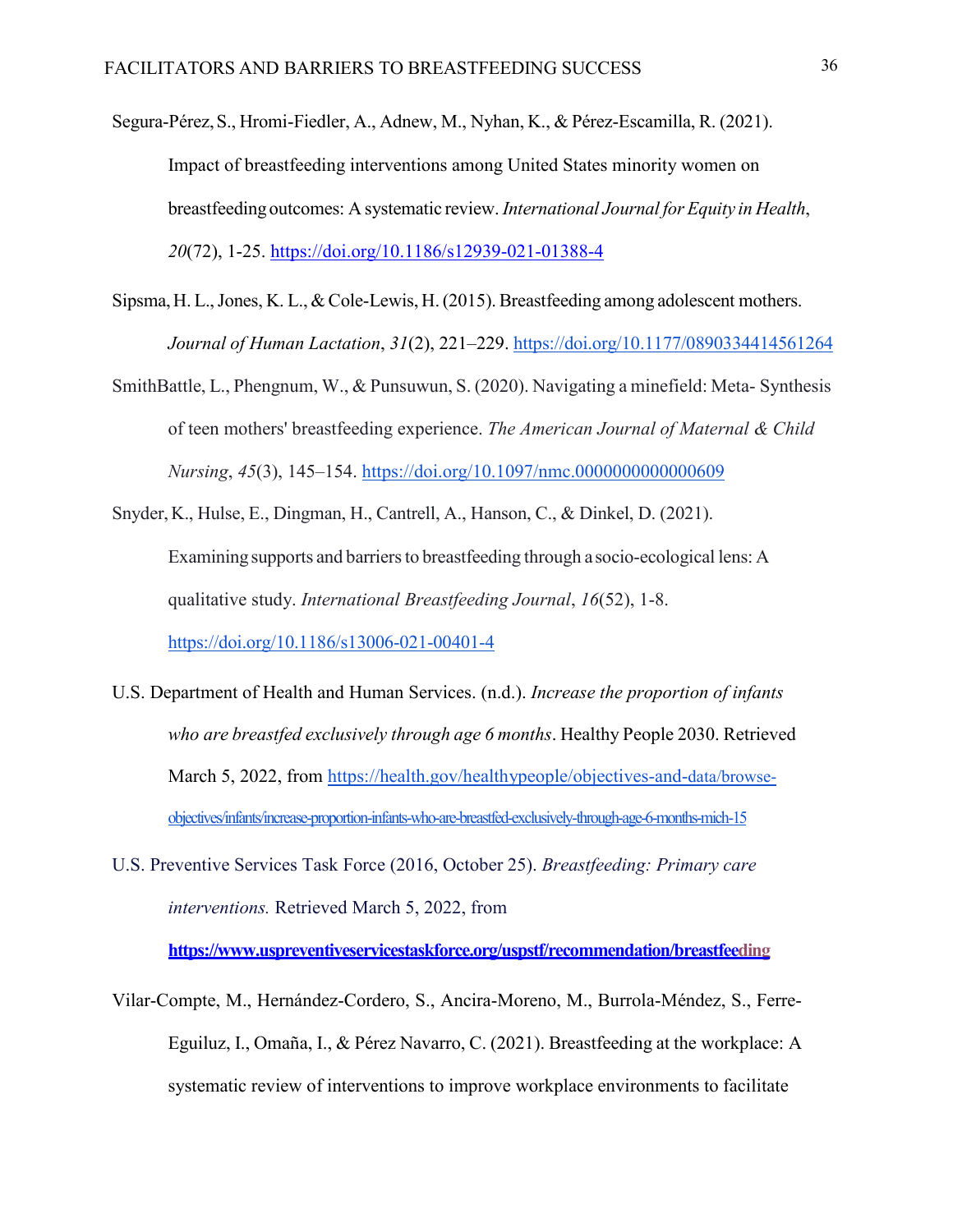Segura-Pérez, S., Hromi-Fiedler, A., Adnew, M., Nyhan, K., & Pérez-Escamilla, R. (2021). Impact of breastfeeding interventions among United States minority women on breastfeeding outcomes: A systematic review. *International Journal for Equity in Health*, *20*(72), 1-25. https://doi.org/10.1186/s12939-021-01388-4

Sipsma, H. L., Jones, K. L., & Cole-Lewis, H. (2015). Breastfeeding among adolescent mothers. *Journal of Human Lactation*, *31*(2), 221–229. https://doi.org/10.1177/0890334414561264

SmithBattle, L., Phengnum, W., & Punsuwun, S. (2020). Navigating a minefield: Meta- Synthesis of teen mothers' breastfeeding experience. *The American Journal of Maternal & Child Nursing*, *45*(3), 145–154. https://doi.org/10.1097/nmc.0000000000000609

Snyder, K., Hulse, E., Dingman, H., Cantrell, A., Hanson, C., & Dinkel, D. (2021). Examining supports and barriers to breastfeeding through a socio-ecological lens: A qualitative study. *International Breastfeeding Journal*, *16*(52), 1-8. https://doi.org/10.1186/s13006-021-00401-4

U.S. Department of Health and Human Services. (n.d.). *Increase the proportion of infants who are breastfed exclusively through age 6 months*. Healthy People 2030. Retrieved March 5, 2022, from https://health.gov/healthypeople/objectives-and-data/browse-objectives/infants/increase-proportion-infants-who-are-breastfed-exclusively-through-age-6-months-mich-15

U.S. Preventive Services Task Force (2016, October 25). *Breastfeeding: Primary care interventions.* Retrieved March 5, 2022, from **https://www.uspreventiveservicestaskforce.org/uspstf/recommendation/breastfeeding**

Vilar-Compte, M., Hernández-Cordero, S., Ancira-Moreno, M., Burrola-Méndez, S., Ferre-Eguiluz, I., Omaña, I., & Pérez Navarro, C. (2021). Breastfeeding at the workplace: A systematic review of interventions to improve workplace environments to facilitate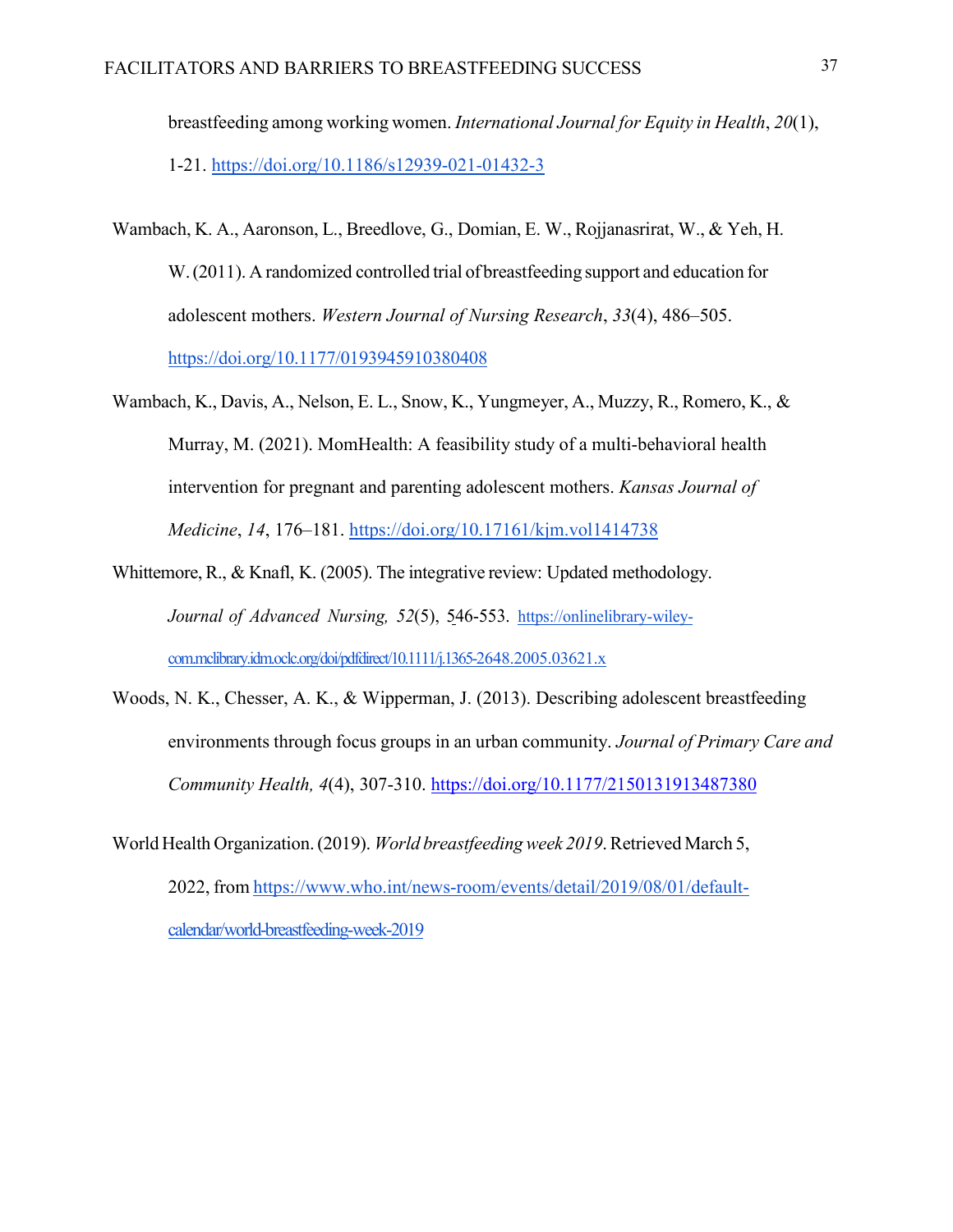breastfeeding among working women. *International Journal for Equity in Health*, *20*(1), 1-21. https://doi.org/10.1186/s12939-021-01432-3

Wambach, K. A., Aaronson, L., Breedlove, G., Domian, E. W., Rojjanasrirat, W., & Yeh, H. W. (2011). A randomized controlled trial of breastfeeding support and education for adolescent mothers. *Western Journal of Nursing Research*, *33*(4), 486–505. https://doi.org/10.1177/0193945910380408

Wambach, K., Davis, A., Nelson, E. L., Snow, K., Yungmeyer, A., Muzzy, R., Romero, K., & Murray, M. (2021). MomHealth: A feasibility study of a multi-behavioral health intervention for pregnant and parenting adolescent mothers. *Kansas Journal of Medicine*, *14*, 176–181. https://doi.org/10.17161/kjm.vol1414738

Whittemore, R., & Knafl, K. (2005). The integrative review: Updated methodology. *Journal of Advanced Nursing, 52*(5), 546-553. https://onlinelibrary-wiley-com.mclibrary.idm.oclc.org/doi/pdfdirect/10.1111/j.1365-2648.2005.03621.x

Woods, N. K., Chesser, A. K., & Wipperman, J. (2013). Describing adolescent breastfeeding environments through focus groups in an urban community. *Journal of Primary Care and Community Health, 4*(4), 307-310. https://doi.org/10.1177/2150131913487380

World Health Organization. (2019). *World breastfeeding week 2019*. Retrieved March 5, 2022, from https://www.who.int/news-room/events/detail/2019/08/01/default-calendar/world-breastfeeding-week-2019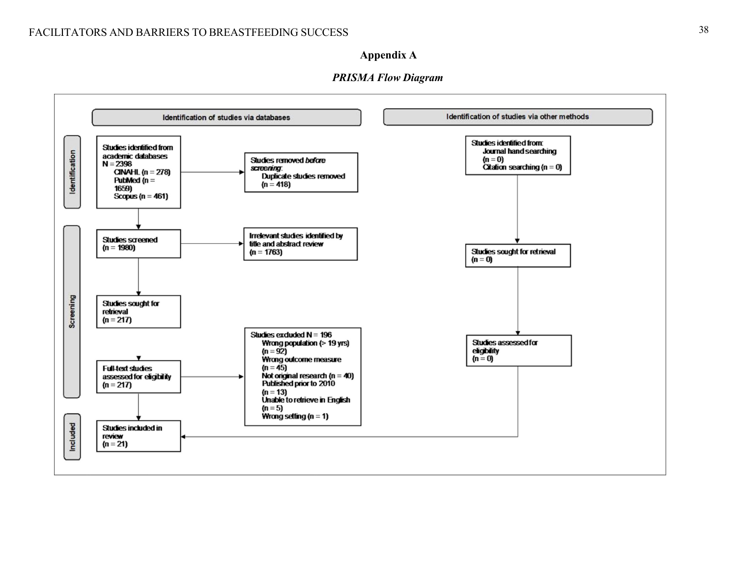## Appendix A

### *PRISMA Flow Diagram*

**Identification of studies via databases**

**Identification of studies via other methods**

**Identification**

Studies identified from academic databases
N = 2398
CINAHL (n = 278)
PubMed (n = 1659)
Scopus (n = 461)

Studies removed *before screening*:
Duplicate studies removed
(n = 418)

Studies identified from:
Journal hand searching
(n = 0)
Citation searching (n = 0)

**Screening**

Studies screened
(n = 1980)

Irrelevant studies identified by title and abstract review
(n = 1763)

Studies sought for retrieval
(n = 0)

Studies sought for retrieval
(n = 217)

Studies excluded N = 196
Wrong population (> 19 yrs)
(n = 92)
Wrong outcome measure
(n = 45)
Not original research (n = 40)
Published prior to 2010
(n = 13)
Unable to retrieve in English
(n = 5)
Wrong setting (n = 1)

Studies assessed for eligibility
(n = 0)

Full-text studies assessed for eligibility
(n = 217)

**Included**

Studies included in review
(n = 21)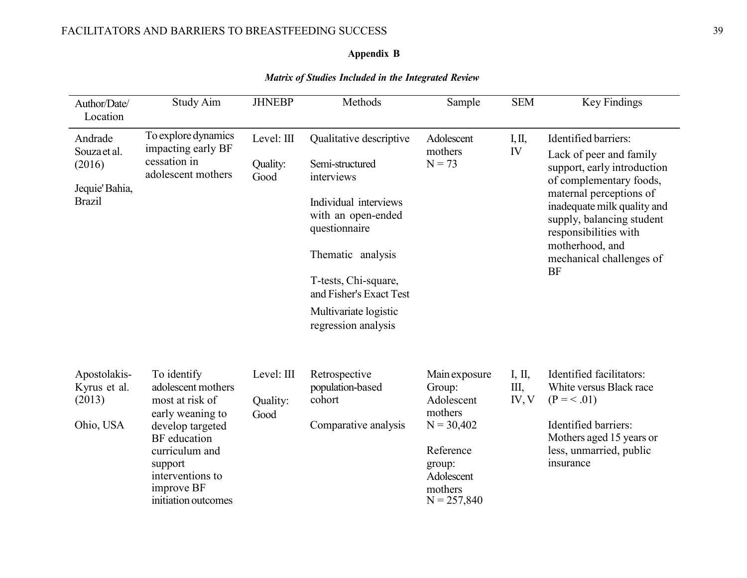**Appendix B**

***Matrix of Studies Included in the Integrated Review***

| Author/Date/ Location | Study Aim | JHNEBP | Methods | Sample | SEM | Key Findings |
|---|---|---|---|---|---|---|
| Andrade Souza et al. (2016)<br><br>Jequie' Bahia, Brazil | To explore dynamics impacting early BF cessation in adolescent mothers | Level: III<br><br>Quality: Good | Qualitative descriptive<br><br>Semi-structured interviews<br><br>Individual interviews with an open-ended questionnaire<br><br>Thematic analysis<br><br>T-tests, Chi-square, and Fisher's Exact Test<br><br>Multivariate logistic regression analysis | Adolescent mothers<br>N = 73 | I, II, IV | Identified barriers:<br>Lack of peer and family support, early introduction of complementary foods, maternal perceptions of inadequate milk quality and supply, balancing student responsibilities with motherhood, and mechanical challenges of BF |
| Apostolakis-Kyrus et al. (2013)<br><br>Ohio, USA | To identify adolescent mothers most at risk of early weaning to develop targeted BF education curriculum and support interventions to improve BF initiation outcomes | Level: III<br><br>Quality: Good | Retrospective population-based cohort<br><br>Comparative analysis | Main exposure Group: Adolescent mothers<br>N = 30,402<br><br>Reference group: Adolescent mothers<br>N = 257,840 | I, II, III, IV, V | Identified facilitators:<br>White versus Black race ($P = < .01$)<br><br>Identified barriers:<br>Mothers aged 15 years or less, unmarried, public insurance |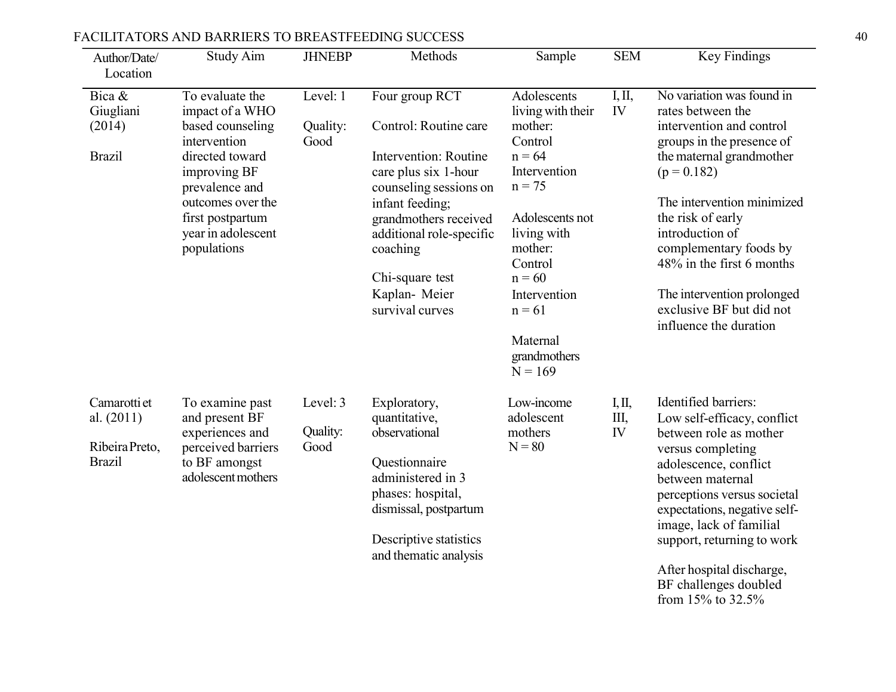| Author/Date/ Location | Study Aim | JHNEBP | Methods | Sample | SEM | Key Findings |
|---|---|---|---|---|---|---|
| Bica & Giugliani (2014)<br><br>Brazil | To evaluate the impact of a WHO based counseling intervention directed toward improving BF prevalence and outcomes over the first postpartum year in adolescent populations | Level: 1<br><br>Quality: Good | Four group RCT<br><br>Control: Routine care<br><br>Intervention: Routine care plus six 1-hour counseling sessions on infant feeding; grandmothers received additional role-specific coaching<br><br>Chi-square test<br>Kaplan- Meier survival curves | Adolescents living with their mother:<br>Control<br>n = 64<br>Intervention<br>n = 75<br><br>Adolescents not living with mother:<br>Control<br>n = 60<br>Intervention<br>n = 61<br><br>Maternal grandmothers<br>N = 169 | I, II, IV | No variation was found in rates between the intervention and control groups in the presence of the maternal grandmother (p = 0.182)<br><br>The intervention minimized the risk of early introduction of complementary foods by 48% in the first 6 months<br><br>The intervention prolonged exclusive BF but did not influence the duration |
| Camarotti et al. (2011)<br><br>Ribeira Preto, Brazil | To examine past and present BF experiences and perceived barriers to BF amongst adolescent mothers | Level: 3<br><br>Quality: Good | Exploratory, quantitative, observational<br><br>Questionnaire administered in 3 phases: hospital, dismissal, postpartum<br><br>Descriptive statistics and thematic analysis | Low-income adolescent mothers<br>N = 80 | I, II, III, IV | Identified barriers:<br>Low self-efficacy, conflict between role as mother versus completing adolescence, conflict between maternal perceptions versus societal expectations, negative self-image, lack of familial support, returning to work<br><br>After hospital discharge, BF challenges doubled from 15% to 32.5% |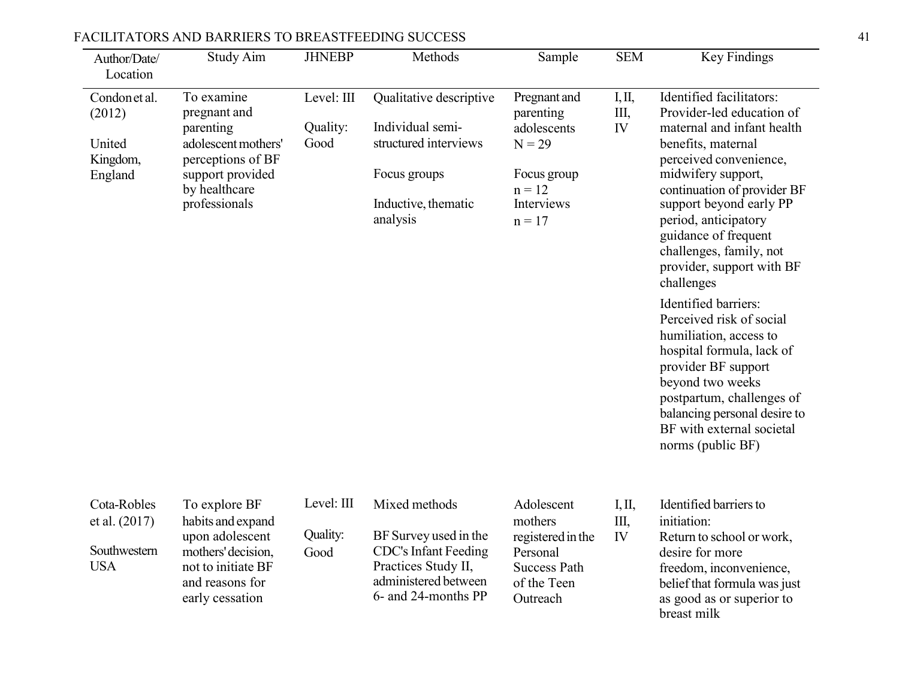| Author/Date/ Location | Study Aim | JHNEBP | Methods | Sample | SEM | Key Findings |
|---|---|---|---|---|---|---|
| Condon et al. (2012)<br><br>United Kingdom, England | To examine pregnant and parenting adolescent mothers' perceptions of BF support provided by healthcare professionals | Level: III<br><br>Quality: Good | Qualitative descriptive<br><br>Individual semi-structured interviews<br><br>Focus groups<br><br>Inductive, thematic analysis | Pregnant and parenting adolescents N = 29<br><br>Focus group n = 12<br>Interviews n = 17 | I, II, III, IV | Identified facilitators: Provider-led education of maternal and infant health benefits, maternal perceived convenience, midwifery support, continuation of provider BF support beyond early PP period, anticipatory guidance of frequent challenges, family, not provider, support with BF challenges<br><br>Identified barriers: Perceived risk of social humiliation, access to hospital formula, lack of provider BF support beyond two weeks postpartum, challenges of balancing personal desire to BF with external societal norms (public BF) |
| Cota-Robles et al. (2017)<br><br>Southwestern USA | To explore BF habits and expand upon adolescent mothers' decision, not to initiate BF and reasons for early cessation | Level: III<br><br>Quality: Good | Mixed methods<br><br>BF Survey used in the CDC's Infant Feeding Practices Study II, administered between 6- and 24-months PP | Adolescent mothers registered in the Personal Success Path of the Teen Outreach | I, II, III, IV | Identified barriers to initiation:<br>Return to school or work, desire for more freedom, inconvenience, belief that formula was just as good as or superior to breast milk |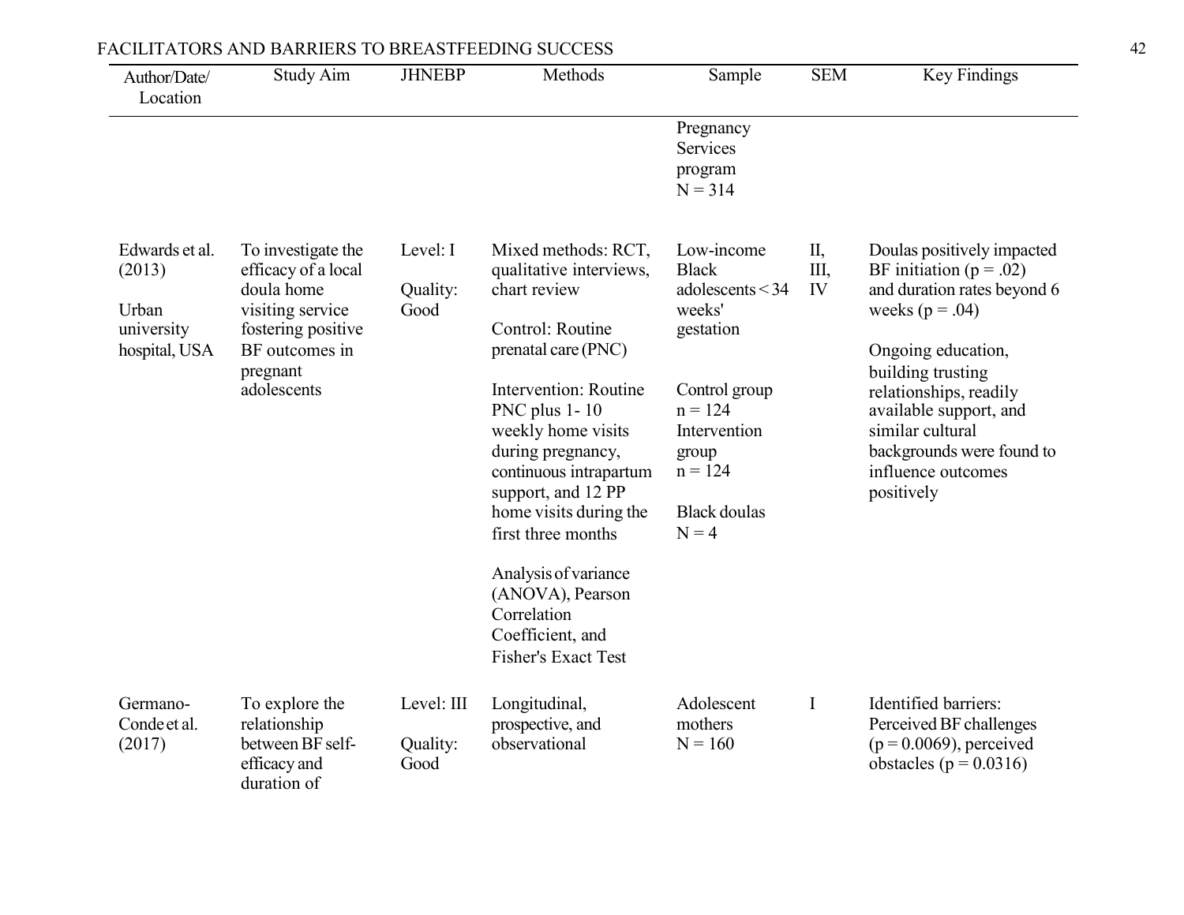| Author/Date/ Location | Study Aim | JHNEBP | Methods | Sample | SEM | Key Findings |
|---|---|---|---|---|---|---|
| | | | | Pregnancy Services program N = 314 | | |
| Edwards et al. (2013)<br><br>Urban university hospital, USA | To investigate the efficacy of a local doula home visiting service fostering positive BF outcomes in pregnant adolescents | Level: I<br><br>Quality: Good | Mixed methods: RCT, qualitative interviews, chart review<br><br>Control: Routine prenatal care (PNC)<br><br>Intervention: Routine PNC plus 1- 10 weekly home visits during pregnancy, continuous intrapartum support, and 12 PP home visits during the first three months<br><br>Analysis of variance (ANOVA), Pearson Correlation Coefficient, and Fisher's Exact Test | Low-income Black adolescents < 34 weeks' gestation<br><br>Control group n = 124 Intervention group n = 124<br><br>Black doulas N = 4 | II, III, IV | Doulas positively impacted BF initiation ($p = .02$) and duration rates beyond 6 weeks ($p = .04$)<br><br>Ongoing education, building trusting relationships, readily available support, and similar cultural backgrounds were found to influence outcomes positively |
| Germano-Conde et al. (2017) | To explore the relationship between BF self-efficacy and duration of | Level: III<br><br>Quality: Good | Longitudinal, prospective, and observational | Adolescent mothers N = 160 | I | Identified barriers: Perceived BF challenges ($p = 0.0069$), perceived obstacles ($p = 0.0316$) |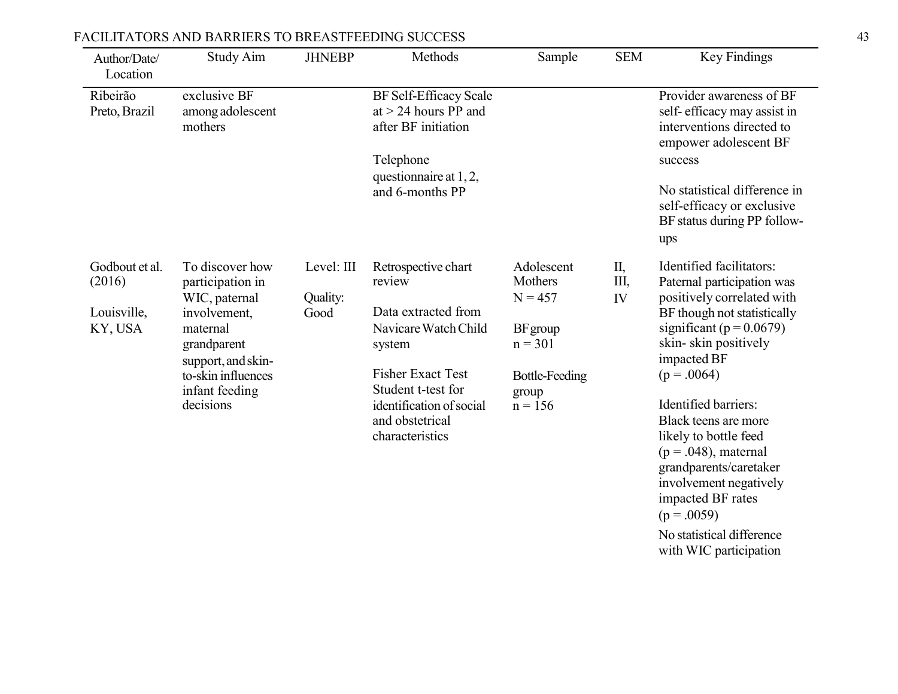| Author/Date/ Location | Study Aim | JHNEBP | Methods | Sample | SEM | Key Findings |
|---|---|---|---|---|---|---|
| Ribeirão Preto, Brazil | exclusive BF among adolescent mothers | | BF Self-Efficacy Scale at > 24 hours PP and after BF initiation<br><br>Telephone questionnaire at 1, 2, and 6-months PP | | | Provider awareness of BF self- efficacy may assist in interventions directed to empower adolescent BF success<br><br>No statistical difference in self-efficacy or exclusive BF status during PP follow-ups |
| Godbout et al. (2016)<br><br>Louisville, KY, USA | To discover how participation in WIC, paternal involvement, maternal grandparent support, and skin-to-skin influences infant feeding decisions | Level: III<br><br>Quality: Good | Retrospective chart review<br><br>Data extracted from Navicare Watch Child system<br><br>Fisher Exact Test Student t-test for identification of social and obstetrical characteristics | Adolescent Mothers<br>N = 457<br><br>BF group<br>n = 301<br><br>Bottle-Feeding group<br>n = 156 | II, III, IV | Identified facilitators: Paternal participation was positively correlated with BF though not statistically significant ($p = 0.0679$) skin- skin positively impacted BF ($p = .0064$)<br><br>Identified barriers: Black teens are more likely to bottle feed ($p = .048$), maternal grandparents/caretaker involvement negatively impacted BF rates ($p = .0059$)<br><br>No statistical difference with WIC participation |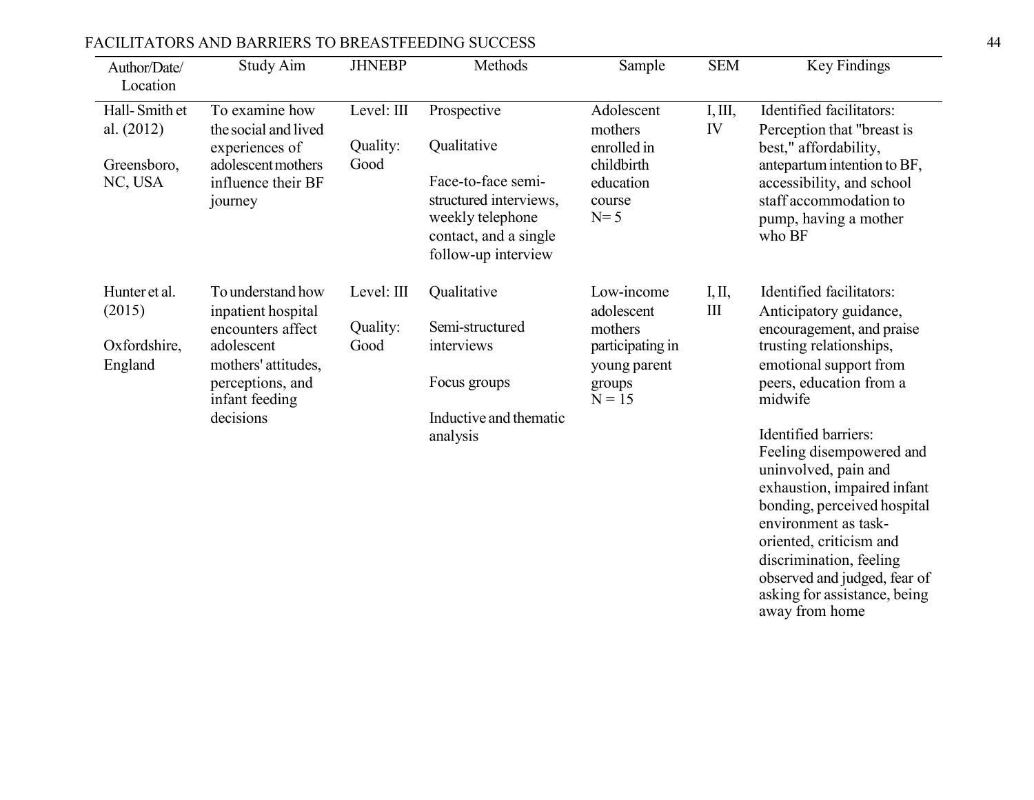| Author/Date/ Location | Study Aim | JHNEBP | Methods | Sample | SEM | Key Findings |
|---|---|---|---|---|---|---|
| Hall- Smith et al. (2012)<br><br>Greensboro, NC, USA | To examine how the social and lived experiences of adolescent mothers influence their BF journey | Level: III<br><br>Quality: Good | Prospective<br><br>Qualitative<br><br>Face-to-face semi-structured interviews, weekly telephone contact, and a single follow-up interview | Adolescent mothers enrolled in childbirth education course<br>N= 5 | I, III, IV | Identified facilitators:<br>Perception that "breast is best," affordability, antepartum intention to BF, accessibility, and school staff accommodation to pump, having a mother who BF |
| Hunter et al. (2015)<br><br>Oxfordshire, England | To understand how inpatient hospital encounters affect adolescent mothers' attitudes, perceptions, and infant feeding decisions | Level: III<br><br>Quality: Good | Qualitative<br><br>Semi-structured interviews<br><br>Focus groups<br><br>Inductive and thematic analysis | Low-income adolescent mothers participating in young parent groups<br>N = 15 | I, II, III | Identified facilitators:<br>Anticipatory guidance, encouragement, and praise trusting relationships, emotional support from peers, education from a midwife<br><br>Identified barriers:<br>Feeling disempowered and uninvolved, pain and exhaustion, impaired infant bonding, perceived hospital environment as task-oriented, criticism and discrimination, feeling observed and judged, fear of asking for assistance, being away from home |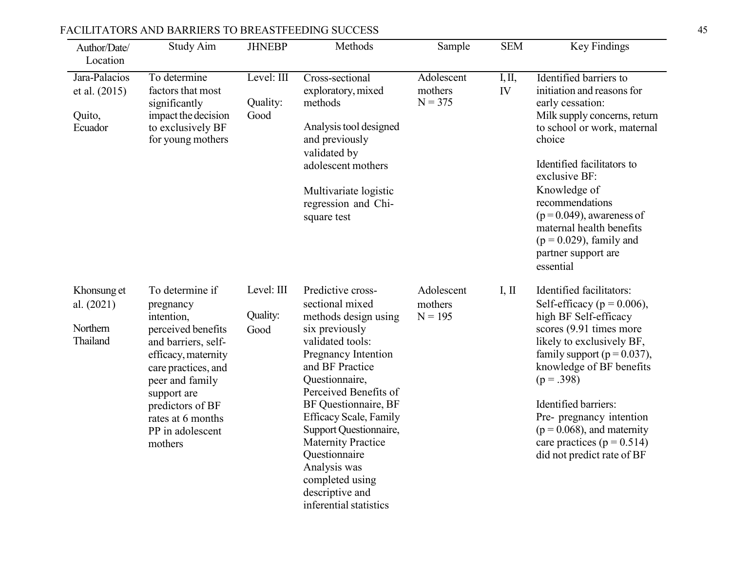| Author/Date/ Location | Study Aim | JHNEBP | Methods | Sample | SEM | Key Findings |
|---|---|---|---|---|---|---|
| Jara-Palacios et al. (2015)<br><br>Quito, Ecuador | To determine factors that most significantly impact the decision to exclusively BF for young mothers | Level: III<br><br>Quality: Good | Cross-sectional exploratory, mixed methods<br><br>Analysis tool designed and previously validated by adolescent mothers<br><br>Multivariate logistic regression and Chi-square test | Adolescent mothers N = 375 | I, II, IV | Identified barriers to initiation and reasons for early cessation:<br>Milk supply concerns, return to school or work, maternal choice<br><br>Identified facilitators to exclusive BF:<br>Knowledge of recommendations ($p = 0.049$), awareness of maternal health benefits ($p = 0.029$), family and partner support are essential |
| Khonsung et al. (2021)<br><br>Northern Thailand | To determine if pregnancy intention, perceived benefits and barriers, self-efficacy, maternity care practices, and peer and family support are predictors of BF rates at 6 months PP in adolescent mothers | Level: III<br><br>Quality: Good | Predictive cross-sectional mixed methods design using six previously validated tools: Pregnancy Intention and BF Practice Questionnaire, Perceived Benefits of BF Questionnaire, BF Efficacy Scale, Family Support Questionnaire, Maternity Practice Questionnaire<br>Analysis was completed using descriptive and inferential statistics | Adolescent mothers N = 195 | I, II | Identified facilitators:<br>Self-efficacy ($p = 0.006$), high BF Self-efficacy scores (9.91 times more likely to exclusively BF, family support ($p = 0.037$), knowledge of BF benefits ($p = .398$)<br><br>Identified barriers:<br>Pre- pregnancy intention ($p = 0.068$), and maternity care practices ($p = 0.514$) did not predict rate of BF |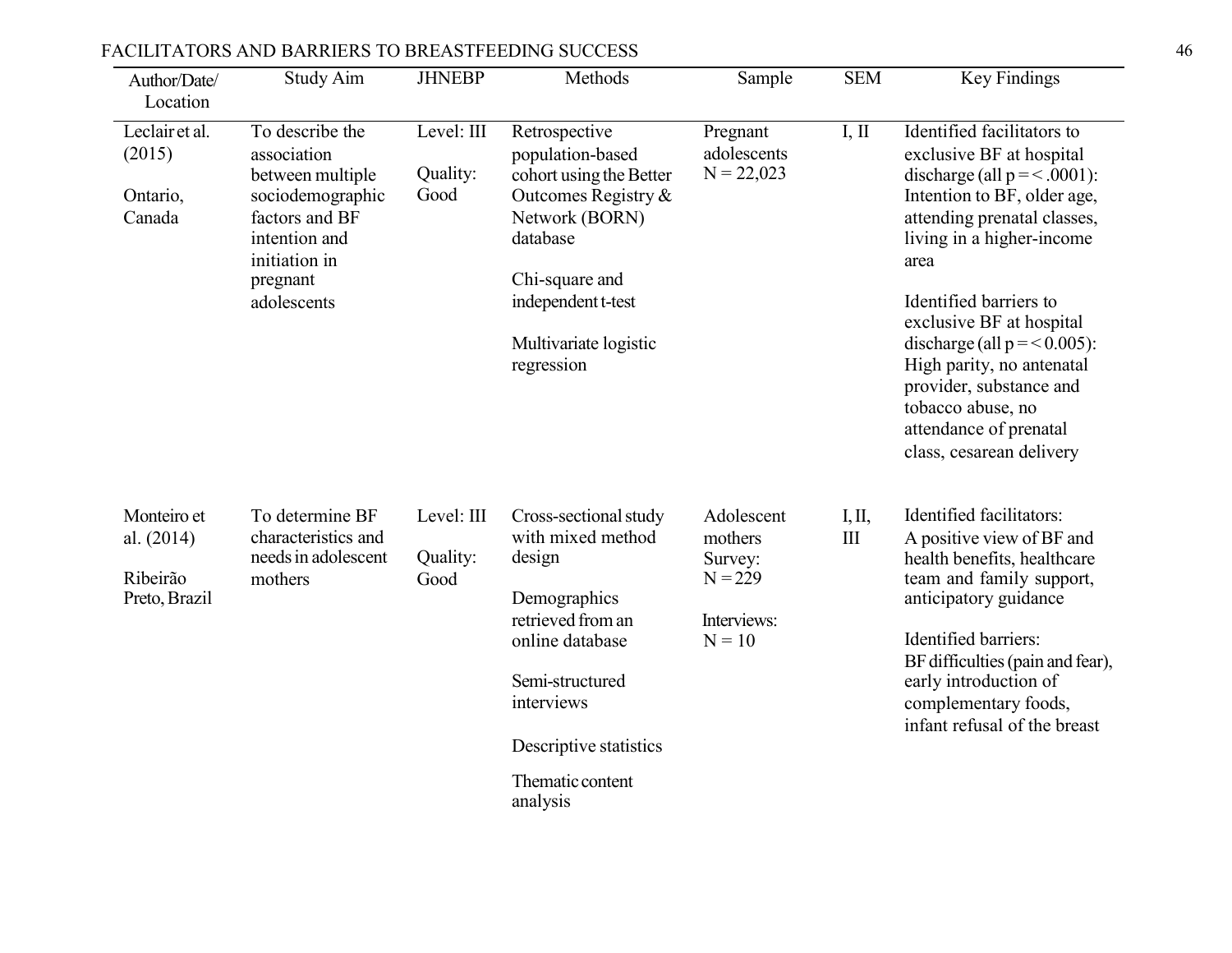| Author/Date/ Location | Study Aim | JHNEBP | Methods | Sample | SEM | Key Findings |
|---|---|---|---|---|---|---|
| Leclair et al. (2015)<br><br>Ontario, Canada | To describe the association between multiple sociodemographic factors and BF intention and initiation in pregnant adolescents | Level: III<br><br>Quality: Good | Retrospective population-based cohort using the Better Outcomes Registry & Network (BORN) database<br><br>Chi-square and independent t-test<br><br>Multivariate logistic regression | Pregnant adolescents N = 22,023 | I, II | Identified facilitators to exclusive BF at hospital discharge (all p = < .0001): Intention to BF, older age, attending prenatal classes, living in a higher-income area<br><br>Identified barriers to exclusive BF at hospital discharge (all p = < 0.005): High parity, no antenatal provider, substance and tobacco abuse, no attendance of prenatal class, cesarean delivery |
| Monteiro et al. (2014)<br><br>Ribeirão Preto, Brazil | To determine BF characteristics and needs in adolescent mothers | Level: III<br><br>Quality: Good | Cross-sectional study with mixed method design<br><br>Demographics retrieved from an online database<br><br>Semi-structured interviews<br><br>Descriptive statistics<br><br>Thematic content analysis | Adolescent mothers Survey: N = 229<br><br>Interviews: N = 10 | I, II, III | Identified facilitators: A positive view of BF and health benefits, healthcare team and family support, anticipatory guidance<br><br>Identified barriers: BF difficulties (pain and fear), early introduction of complementary foods, infant refusal of the breast |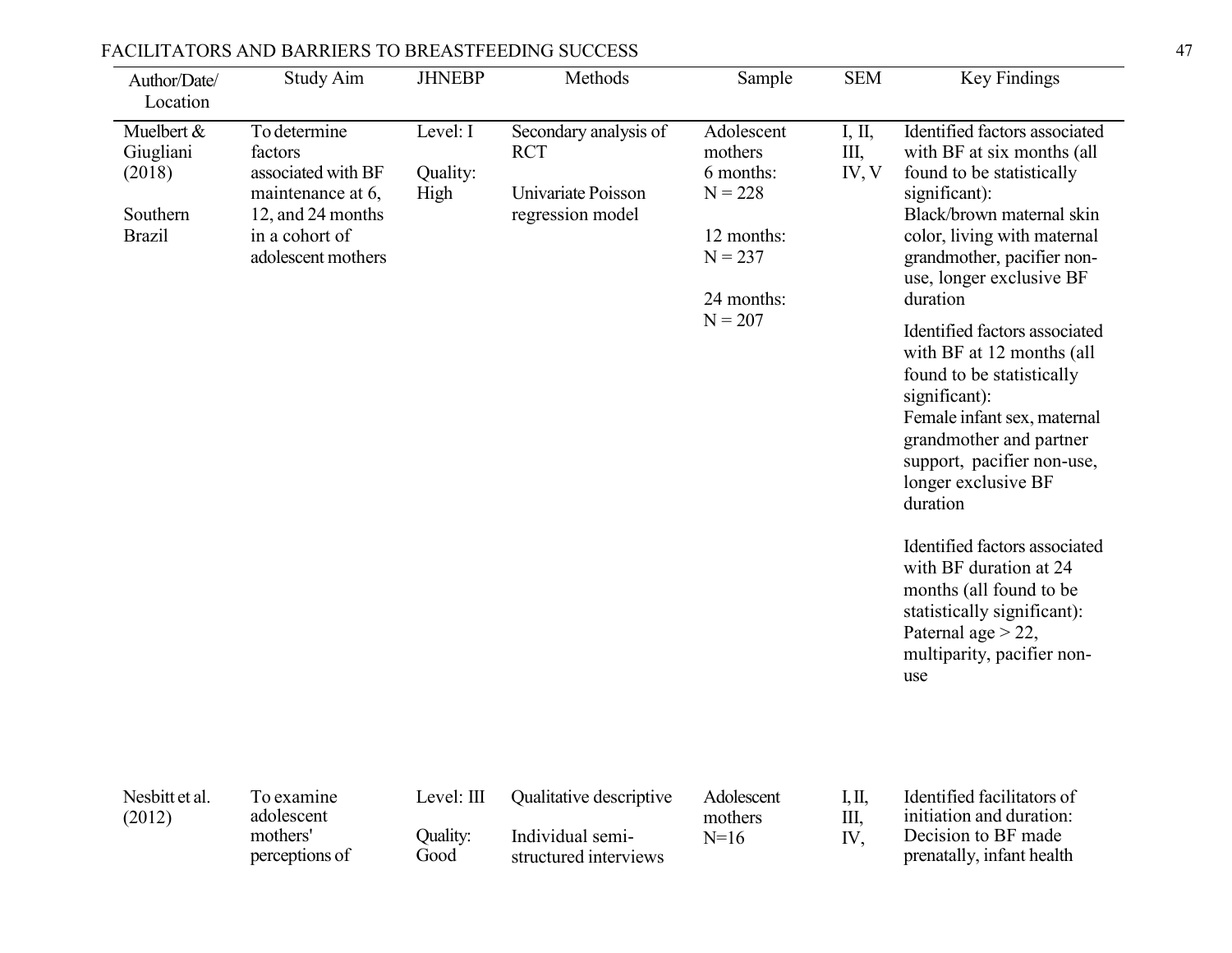| Author/Date/ Location | Study Aim | JHNEBP | Methods | Sample | SEM | Key Findings |
|---|---|---|---|---|---|---|
| Muelbert & Giugliani (2018)<br><br>Southern Brazil | To determine factors associated with BF maintenance at 6, 12, and 24 months in a cohort of adolescent mothers | Level: I<br><br>Quality: High | Secondary analysis of RCT<br><br>Univariate Poisson regression model | Adolescent mothers<br>6 months: N = 228<br><br>12 months: N = 237<br><br>24 months: N = 207 | I, II, III, IV, V | Identified factors associated with BF at six months (all found to be statistically significant): Black/brown maternal skin color, living with maternal grandmother, pacifier non-use, longer exclusive BF duration<br><br>Identified factors associated with BF at 12 months (all found to be statistically significant): Female infant sex, maternal grandmother and partner support, pacifier non-use, longer exclusive BF duration<br><br>Identified factors associated with BF duration at 24 months (all found to be statistically significant): Paternal age > 22, multiparity, pacifier non-use |
| Nesbitt et al. (2012) | To examine adolescent mothers' perceptions of | Level: III<br><br>Quality: Good | Qualitative descriptive<br><br>Individual semi-structured interviews | Adolescent mothers<br>N=16 | I, II, III, IV, | Identified facilitators of initiation and duration: Decision to BF made prenatally, infant health |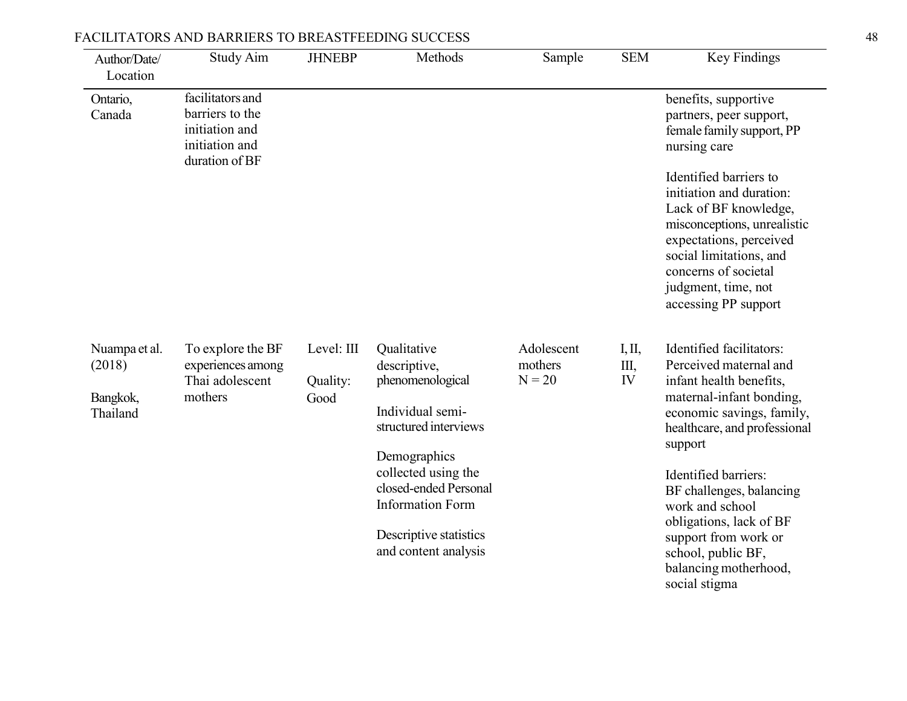| Author/Date/ Location | Study Aim | JHNEBP | Methods | Sample | SEM | Key Findings |
|---|---|---|---|---|---|---|
| Ontario, Canada | facilitators and barriers to the initiation and initiation and duration of BF | | | | | benefits, supportive partners, peer support, female family support, PP nursing care<br><br>Identified barriers to initiation and duration: Lack of BF knowledge, misconceptions, unrealistic expectations, perceived social limitations, and concerns of societal judgment, time, not accessing PP support |
| Nuampa et al. (2018)<br><br>Bangkok, Thailand | To explore the BF experiences among Thai adolescent mothers | Level: III<br><br>Quality: Good | Qualitative descriptive, phenomenological<br><br>Individual semi-structured interviews<br><br>Demographics collected using the closed-ended Personal Information Form<br><br>Descriptive statistics and content analysis | Adolescent mothers N = 20 | I, II, III, IV | Identified facilitators: Perceived maternal and infant health benefits, maternal-infant bonding, economic savings, family, healthcare, and professional support<br><br>Identified barriers: BF challenges, balancing work and school obligations, lack of BF support from work or school, public BF, balancing motherhood, social stigma |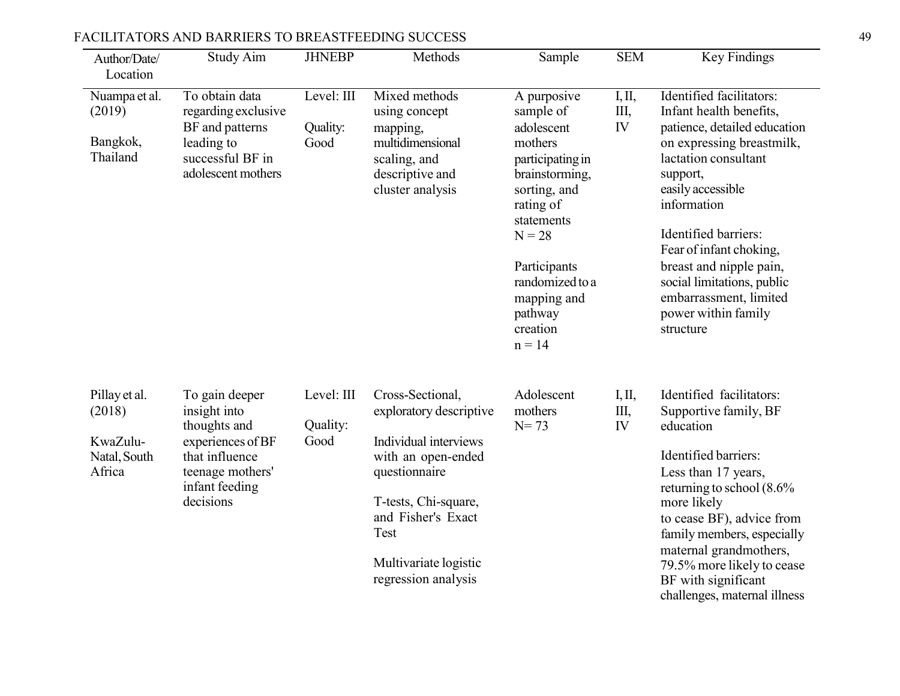| Author/Date/ Location | Study Aim | JHNEBP | Methods | Sample | SEM | Key Findings |
|---|---|---|---|---|---|---|
| Nuampa et al. (2019)<br><br>Bangkok, Thailand | To obtain data regarding exclusive BF and patterns leading to successful BF in adolescent mothers | Level: III<br><br>Quality: Good | Mixed methods using concept mapping, multidimensional scaling, and descriptive and cluster analysis | A purposive sample of adolescent mothers participating in brainstorming, sorting, and rating of statements<br>N = 28<br><br>Participants randomized to a mapping and pathway creation<br>n = 14 | I, II, III, IV | Identified facilitators:<br>Infant health benefits, patience, detailed education on expressing breastmilk, lactation consultant support, easily accessible information<br><br>Identified barriers:<br>Fear of infant choking, breast and nipple pain, social limitations, public embarrassment, limited power within family structure |
| Pillay et al. (2018)<br><br>KwaZulu-Natal, South Africa | To gain deeper insight into thoughts and experiences of BF that influence teenage mothers' infant feeding decisions | Level: III<br><br>Quality: Good | Cross-Sectional, exploratory descriptive<br><br>Individual interviews with an open-ended questionnaire<br><br>T-tests, Chi-square, and Fisher's Exact Test<br><br>Multivariate logistic regression analysis | Adolescent mothers<br>N= 73 | I, II, III, IV | Identified facilitators:<br>Supportive family, BF education<br><br>Identified barriers:<br>Less than 17 years, returning to school (8.6% more likely to cease BF), advice from family members, especially maternal grandmothers, 79.5% more likely to cease BF with significant challenges, maternal illness |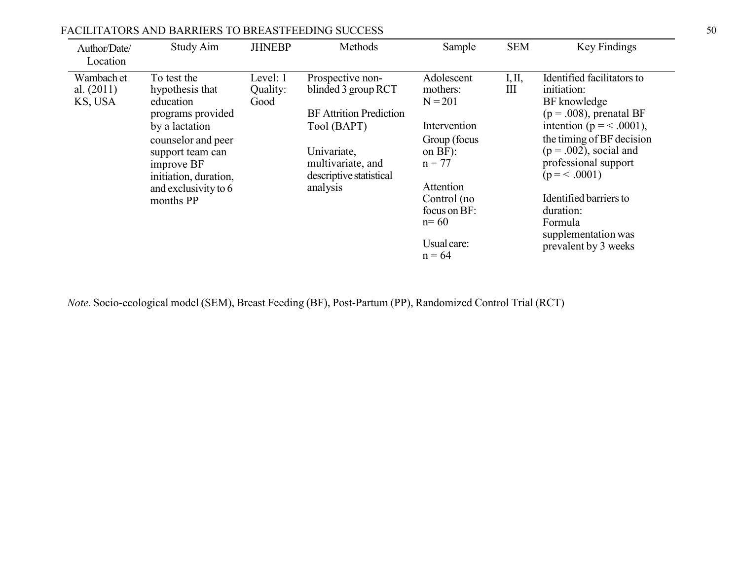| Author/Date/ Location | Study Aim | JHNEBP | Methods | Sample | SEM | Key Findings |
|---|---|---|---|---|---|---|
| Wambach et al. (2011) KS, USA | To test the hypothesis that education programs provided by a lactation counselor and peer support team can improve BF initiation, duration, and exclusivity to 6 months PP | Level: 1 Quality: Good | Prospective non-blinded 3 group RCT<br><br>BF Attrition Prediction Tool (BAPT)<br><br>Univariate, multivariate, and descriptive statistical analysis | Adolescent mothers: N = 201<br><br>Intervention Group (focus on BF): n = 77<br><br>Attention Control (no focus on BF: n= 60<br><br>Usual care: n = 64 | I, II, III | Identified facilitators to initiation:<br>BF knowledge ($p = .008$), prenatal BF intention ($p = < .0001$), the timing of BF decision ($p = .002$), social and professional support ($p = < .0001$)<br><br>Identified barriers to duration:<br>Formula supplementation was prevalent by 3 weeks |

*Note.* Socio-ecological model (SEM), Breast Feeding (BF), Post-Partum (PP), Randomized Control Trial (RCT)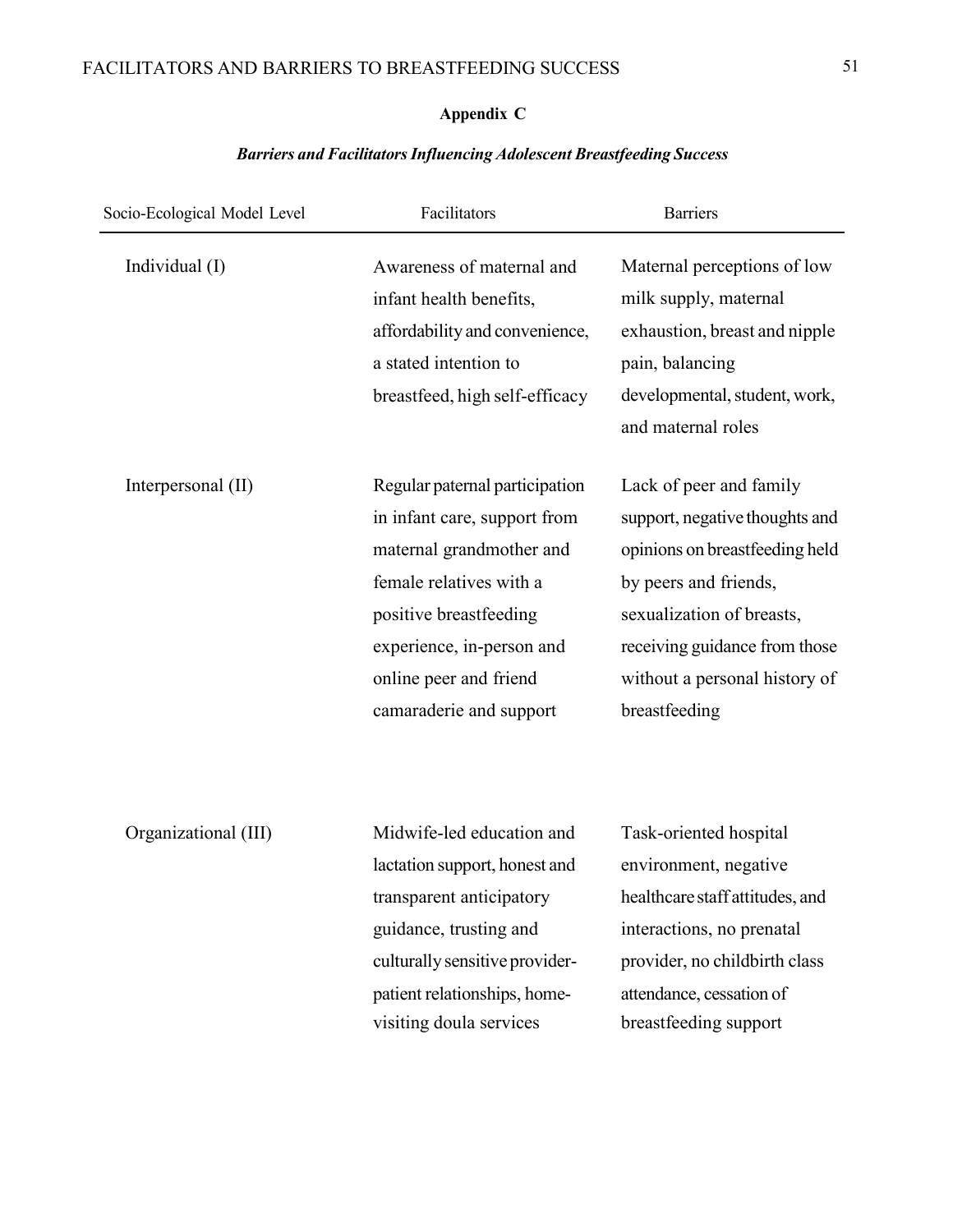## Appendix C

***Barriers and Facilitators Influencing Adolescent Breastfeeding Success***

| Socio-Ecological Model Level | Facilitators | Barriers |
|---|---|---|
| Individual (I) | Awareness of maternal and infant health benefits, affordability and convenience, a stated intention to breastfeed, high self-efficacy | Maternal perceptions of low milk supply, maternal exhaustion, breast and nipple pain, balancing developmental, student, work, and maternal roles |
| Interpersonal (II) | Regular paternal participation in infant care, support from maternal grandmother and female relatives with a positive breastfeeding experience, in-person and online peer and friend camaraderie and support | Lack of peer and family support, negative thoughts and opinions on breastfeeding held by peers and friends, sexualization of breasts, receiving guidance from those without a personal history of breastfeeding |
| Organizational (III) | Midwife-led education and lactation support, honest and transparent anticipatory guidance, trusting and culturally sensitive provider-patient relationships, home-visiting doula services | Task-oriented hospital environment, negative healthcare staff attitudes, and interactions, no prenatal provider, no childbirth class attendance, cessation of breastfeeding support |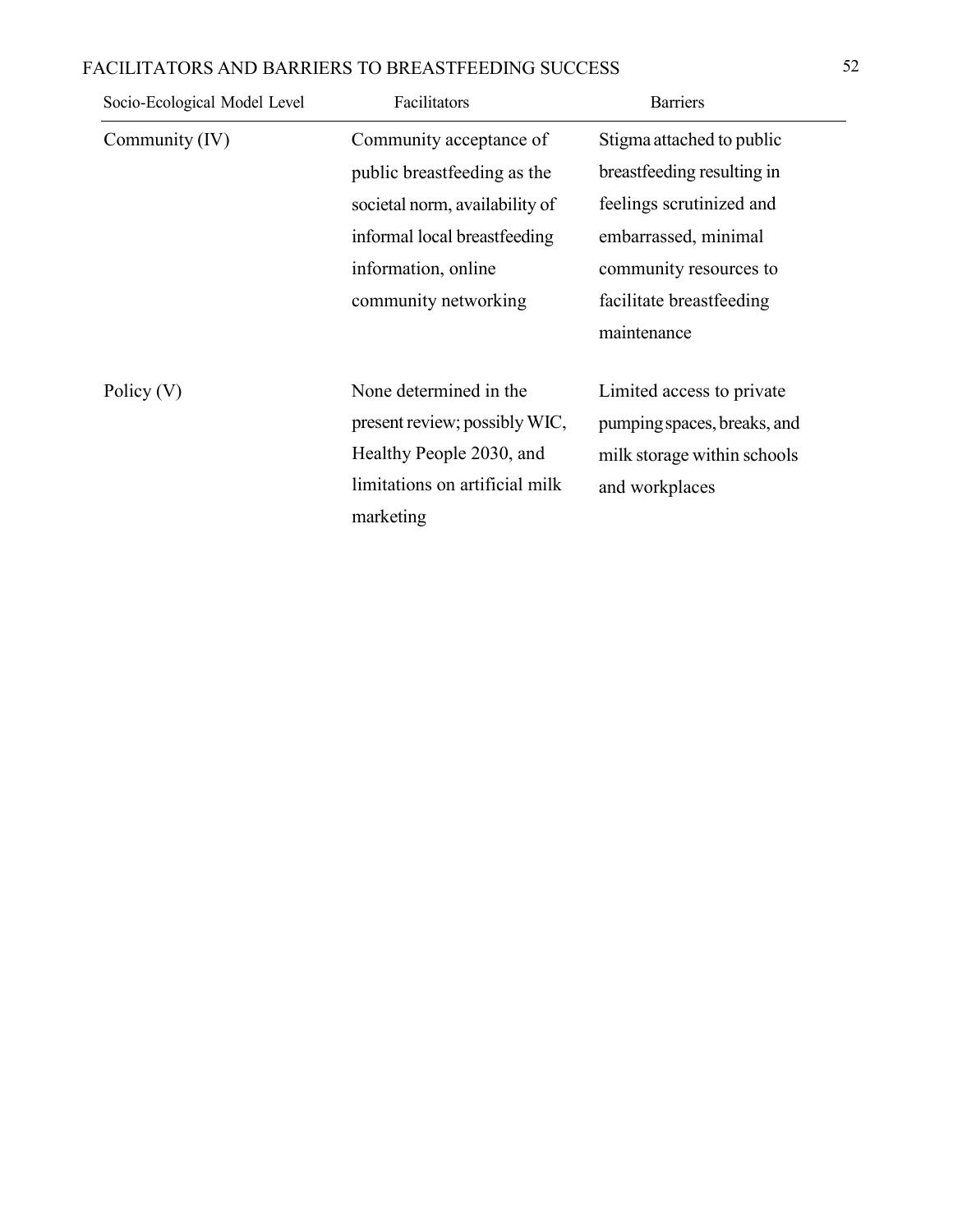| Socio-Ecological Model Level | Facilitators | Barriers |
| --- | --- | --- |
| Community (IV) | Community acceptance of public breastfeeding as the societal norm, availability of informal local breastfeeding information, online community networking | Stigma attached to public breastfeeding resulting in feelings scrutinized and embarrassed, minimal community resources to facilitate breastfeeding maintenance |
| Policy (V) | None determined in the present review; possibly WIC, Healthy People 2030, and limitations on artificial milk marketing | Limited access to private pumping spaces, breaks, and milk storage within schools and workplaces |